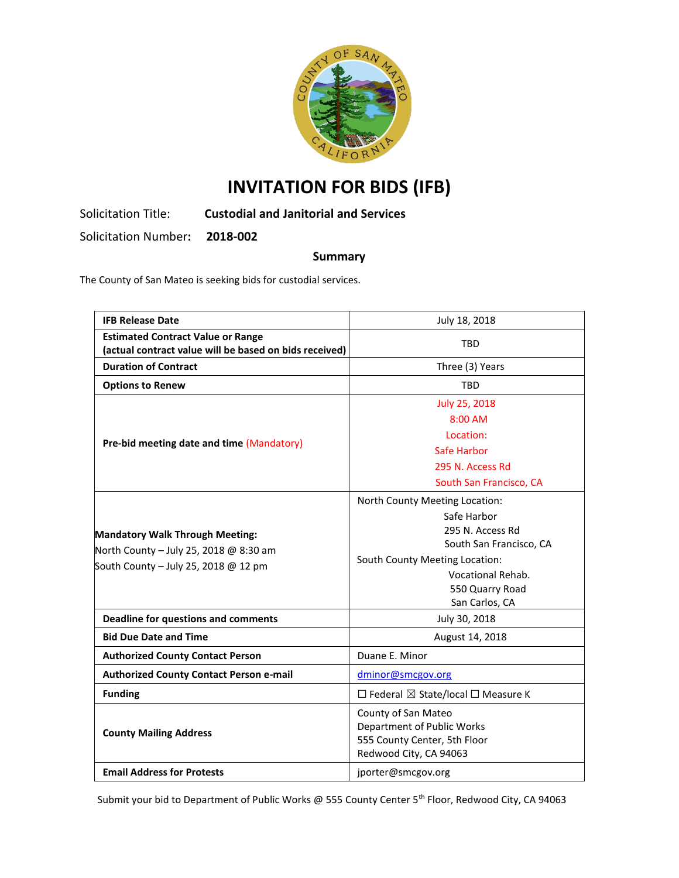# INVITATION FOR BIDS (IFB)

Solicitation Title: **Custodial and Janitorial and Services**

Solicitation Number: **2018-002**

**Summary**

The County of San Mateo is seeking bids for custodial services.

| | |
|---|---|
| **IFB Release Date** | July 18, 2018 |
| **Estimated Contract Value or Range (actual contract value will be based on bids received)** | TBD |
| **Duration of Contract** | Three (3) Years |
| **Options to Renew** | TBD |
| **Pre-bid meeting date and time (Mandatory)** | July 25, 2018<br>8:00 AM<br>Location:<br>Safe Harbor<br>295 N. Access Rd<br>South San Francisco, CA |
| **Mandatory Walk Through Meeting:**<br>North County – July 25, 2018 @ 8:30 am<br>South County – July 25, 2018 @ 12 pm | North County Meeting Location:<br>Safe Harbor<br>295 N. Access Rd<br>South San Francisco, CA<br>South County Meeting Location:<br>Vocational Rehab.<br>550 Quarry Road<br>San Carlos, CA |
| **Deadline for questions and comments** | July 30, 2018 |
| **Bid Due Date and Time** | August 14, 2018 |
| **Authorized County Contact Person** | Duane E. Minor |
| **Authorized County Contact Person e-mail** | dminor@smcgov.org |
| **Funding** | ☐ Federal ☒ State/local ☐ Measure K |
| **County Mailing Address** | County of San Mateo<br>Department of Public Works<br>555 County Center, 5th Floor<br>Redwood City, CA 94063 |
| **Email Address for Protests** | jporter@smcgov.org |

Submit your bid to Department of Public Works @ 555 County Center 5th Floor, Redwood City, CA 94063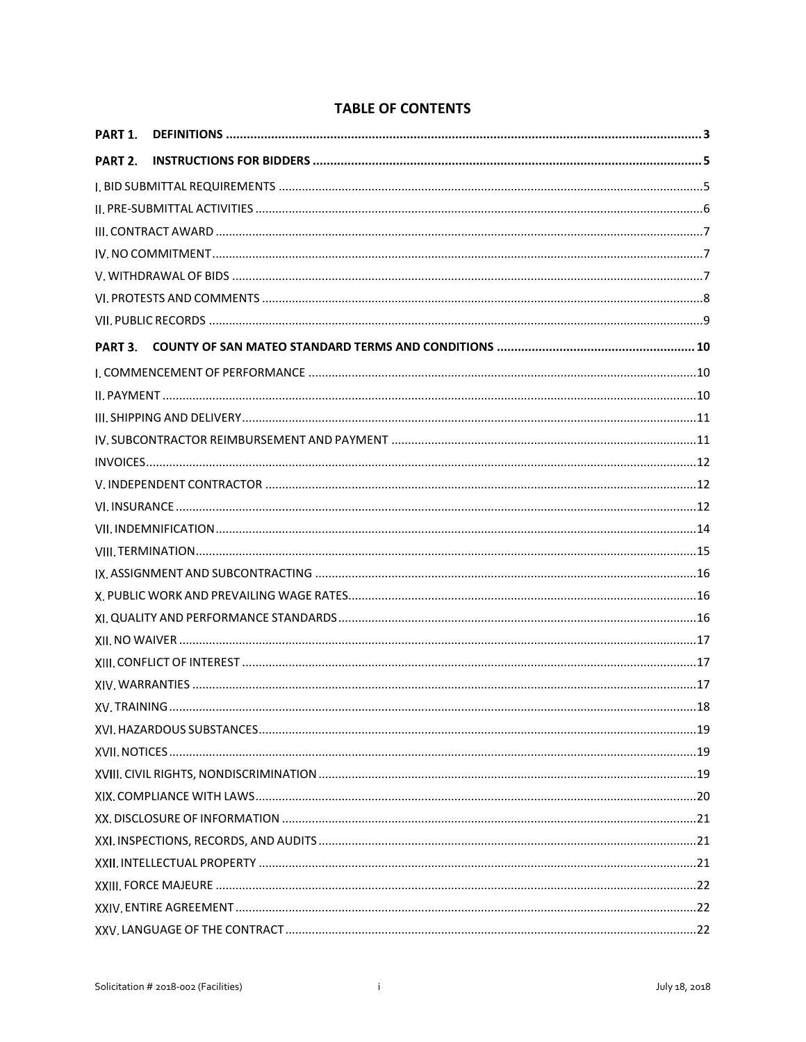# TABLE OF CONTENTS

**PART 1. DEFINITIONS** ..... 3

**PART 2. INSTRUCTIONS FOR BIDDERS** ..... 5

I. BID SUBMITTAL REQUIREMENTS ..... 5

II. PRE-SUBMITTAL ACTIVITIES ..... 6

III. CONTRACT AWARD ..... 7

IV. NO COMMITMENT ..... 7

V. WITHDRAWAL OF BIDS ..... 7

VI. PROTESTS AND COMMENTS ..... 8

VII. PUBLIC RECORDS ..... 9

**PART 3. COUNTY OF SAN MATEO STANDARD TERMS AND CONDITIONS** ..... 10

I. COMMENCEMENT OF PERFORMANCE ..... 10

II. PAYMENT ..... 10

III. SHIPPING AND DELIVERY ..... 11

IV. SUBCONTRACTOR REIMBURSEMENT AND PAYMENT ..... 11

INVOICES ..... 12

V. INDEPENDENT CONTRACTOR ..... 12

VI. INSURANCE ..... 12

VII. INDEMNIFICATION ..... 14

VIII. TERMINATION ..... 15

IX. ASSIGNMENT AND SUBCONTRACTING ..... 16

X. PUBLIC WORK AND PREVAILING WAGE RATES ..... 16

XI. QUALITY AND PERFORMANCE STANDARDS ..... 16

XII. NO WAIVER ..... 17

XIII. CONFLICT OF INTEREST ..... 17

XIV. WARRANTIES ..... 17

XV. TRAINING ..... 18

XVI. HAZARDOUS SUBSTANCES ..... 19

XVII. NOTICES ..... 19

XVIII. CIVIL RIGHTS, NONDISCRIMINATION ..... 19

XIX. COMPLIANCE WITH LAWS ..... 20

XX. DISCLOSURE OF INFORMATION ..... 21

XXI. INSPECTIONS, RECORDS, AND AUDITS ..... 21

XXII. INTELLECTUAL PROPERTY ..... 21

XXIII. FORCE MAJEURE ..... 22

XXIV. ENTIRE AGREEMENT ..... 22

XXV. LANGUAGE OF THE CONTRACT ..... 22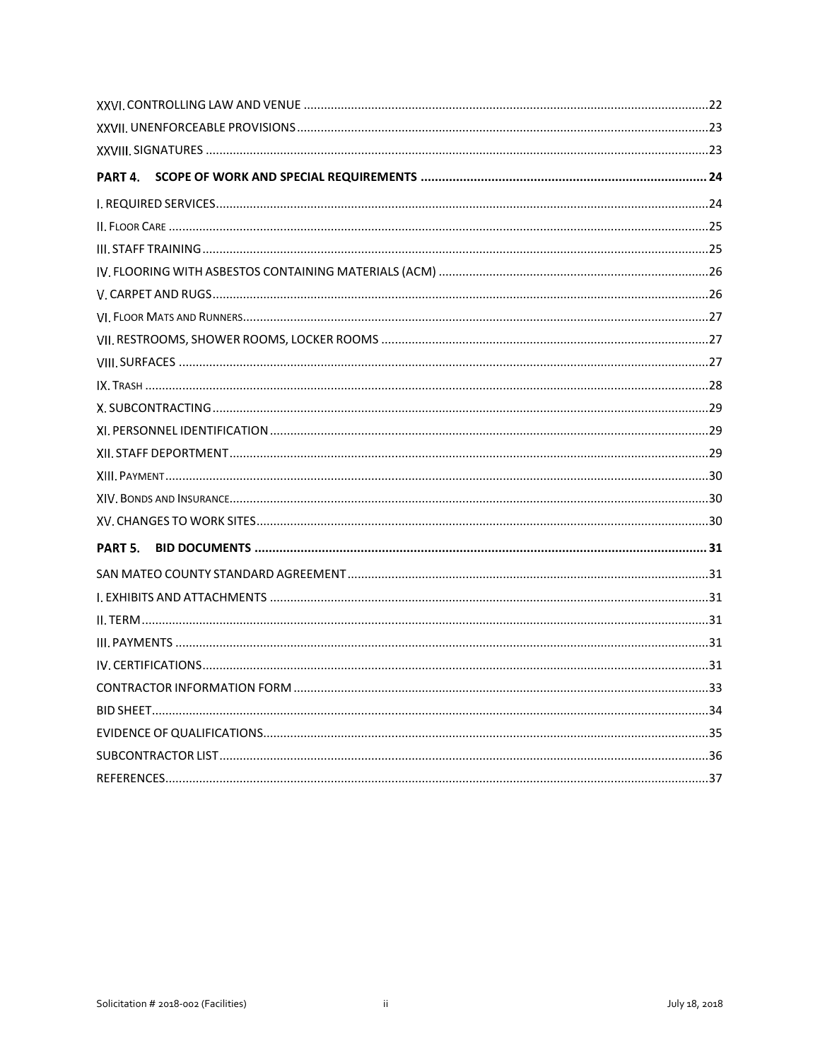XXVI. CONTROLLING LAW AND VENUE ....................................................................................................................22
XXVII. UNENFORCEABLE PROVISIONS.....................................................................................................................23
XXVIII. SIGNATURES ...............................................................................................................................................23

**PART 4. SCOPE OF WORK AND SPECIAL REQUIREMENTS ............................................................................... 24**

I. REQUIRED SERVICES...........................................................................................................................................24
II. FLOOR CARE .......................................................................................................................................................25
III. STAFF TRAINING.................................................................................................................................................25
IV. FLOORING WITH ASBESTOS CONTAINING MATERIALS (ACM) ..............................................................................26
V. CARPET AND RUGS..............................................................................................................................................26
VI. FLOOR MATS AND RUNNERS...............................................................................................................................27
VII. RESTROOMS, SHOWER ROOMS, LOCKER ROOMS ..............................................................................................27
VIII. SURFACES ..........................................................................................................................................................27
IX. TRASH ...............................................................................................................................................................28
X. SUBCONTRACTING...............................................................................................................................................29
XI. PERSONNEL IDENTIFICATION...............................................................................................................................29
XII. STAFF DEPORTMENT..........................................................................................................................................29
XIII. PAYMENT..........................................................................................................................................................30
XIV. BONDS AND INSURANCE.....................................................................................................................................30
XV. CHANGES TO WORK SITES...................................................................................................................................30

**PART 5. BID DOCUMENTS .................................................................................................................................. 31**

SAN MATEO COUNTY STANDARD AGREEMENT.......................................................................................................31
I. EXHIBITS AND ATTACHMENTS ..............................................................................................................................31
II. TERM.................................................................................................................................................................31
III. PAYMENTS ........................................................................................................................................................31
IV. CERTIFICATIONS.................................................................................................................................................31
CONTRACTOR INFORMATION FORM .......................................................................................................................33
BID SHEET...............................................................................................................................................................34
EVIDENCE OF QUALIFICATIONS................................................................................................................................35
SUBCONTRACTOR LIST............................................................................................................................................36
REFERENCES............................................................................................................................................................37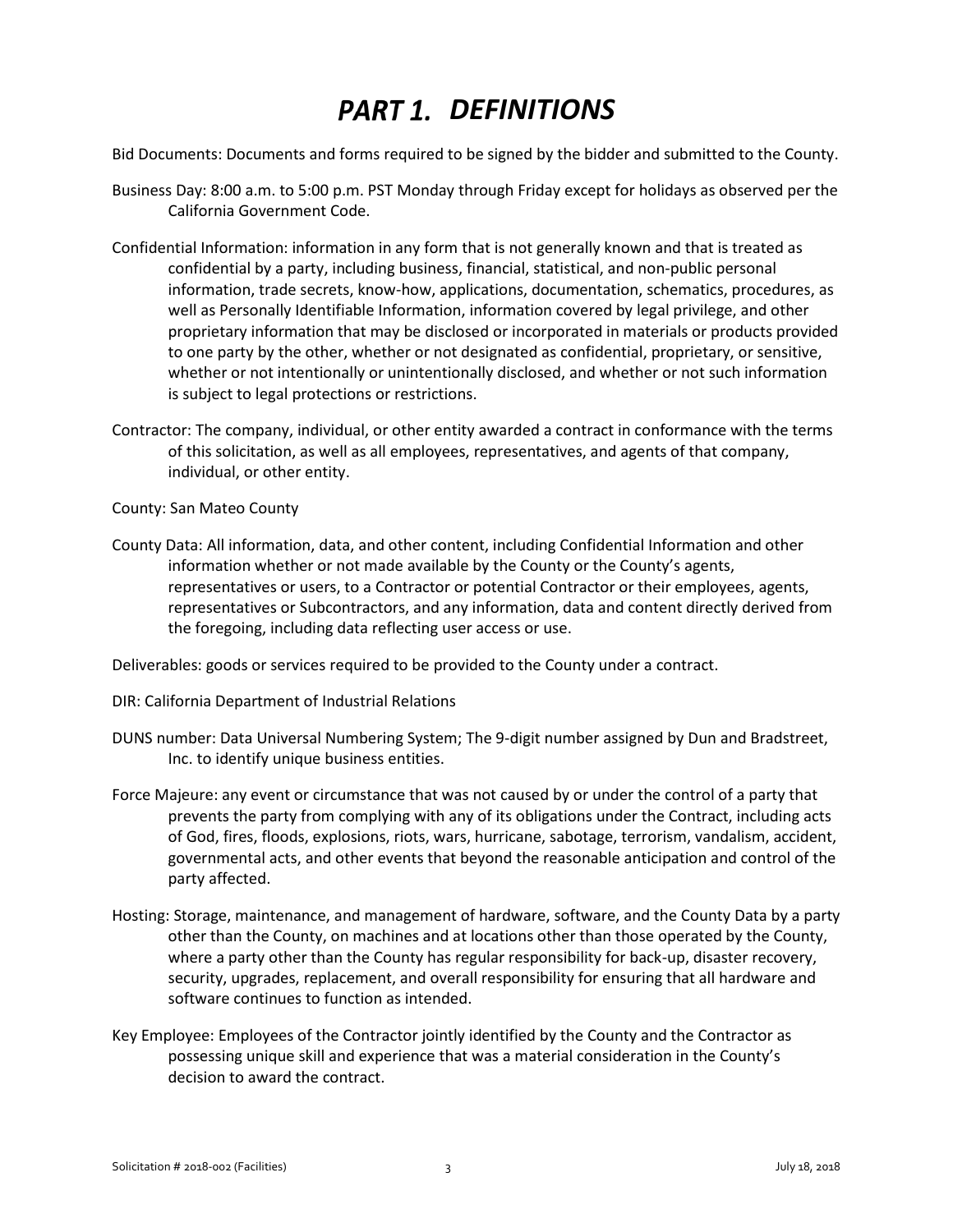# *PART 1. DEFINITIONS*

Bid Documents: Documents and forms required to be signed by the bidder and submitted to the County.

Business Day: 8:00 a.m. to 5:00 p.m. PST Monday through Friday except for holidays as observed per the California Government Code.

Confidential Information: information in any form that is not generally known and that is treated as confidential by a party, including business, financial, statistical, and non-public personal information, trade secrets, know-how, applications, documentation, schematics, procedures, as well as Personally Identifiable Information, information covered by legal privilege, and other proprietary information that may be disclosed or incorporated in materials or products provided to one party by the other, whether or not designated as confidential, proprietary, or sensitive, whether or not intentionally or unintentionally disclosed, and whether or not such information is subject to legal protections or restrictions.

Contractor: The company, individual, or other entity awarded a contract in conformance with the terms of this solicitation, as well as all employees, representatives, and agents of that company, individual, or other entity.

County: San Mateo County

County Data: All information, data, and other content, including Confidential Information and other information whether or not made available by the County or the County's agents, representatives or users, to a Contractor or potential Contractor or their employees, agents, representatives or Subcontractors, and any information, data and content directly derived from the foregoing, including data reflecting user access or use.

Deliverables: goods or services required to be provided to the County under a contract.

DIR: California Department of Industrial Relations

DUNS number: Data Universal Numbering System; The 9-digit number assigned by Dun and Bradstreet, Inc. to identify unique business entities.

Force Majeure: any event or circumstance that was not caused by or under the control of a party that prevents the party from complying with any of its obligations under the Contract, including acts of God, fires, floods, explosions, riots, wars, hurricane, sabotage, terrorism, vandalism, accident, governmental acts, and other events that beyond the reasonable anticipation and control of the party affected.

Hosting: Storage, maintenance, and management of hardware, software, and the County Data by a party other than the County, on machines and at locations other than those operated by the County, where a party other than the County has regular responsibility for back-up, disaster recovery, security, upgrades, replacement, and overall responsibility for ensuring that all hardware and software continues to function as intended.

Key Employee: Employees of the Contractor jointly identified by the County and the Contractor as possessing unique skill and experience that was a material consideration in the County's decision to award the contract.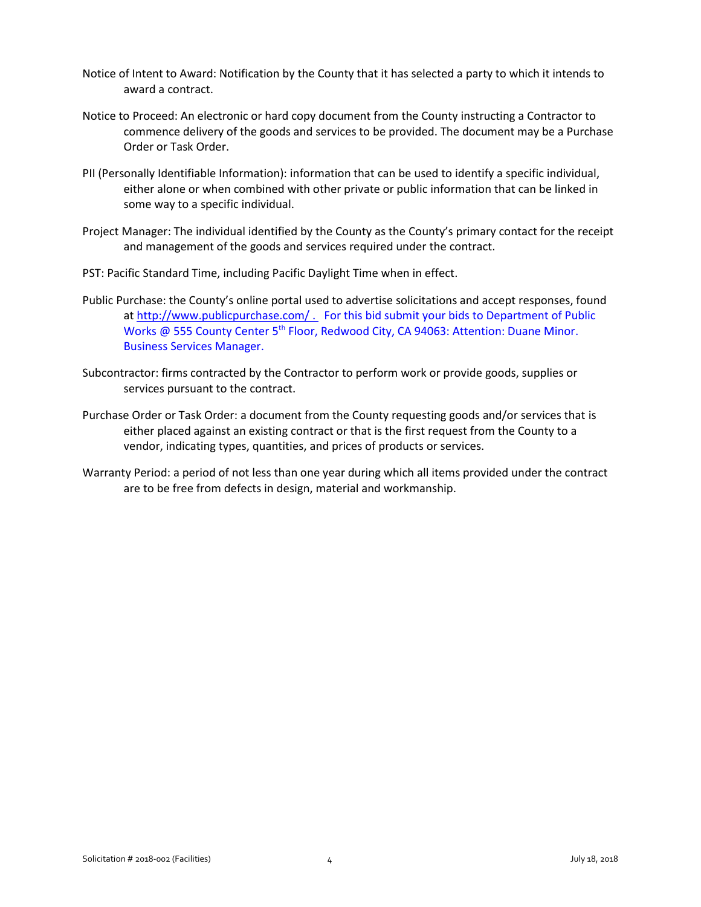Notice of Intent to Award: Notification by the County that it has selected a party to which it intends to award a contract.

Notice to Proceed: An electronic or hard copy document from the County instructing a Contractor to commence delivery of the goods and services to be provided. The document may be a Purchase Order or Task Order.

PII (Personally Identifiable Information): information that can be used to identify a specific individual, either alone or when combined with other private or public information that can be linked in some way to a specific individual.

Project Manager: The individual identified by the County as the County's primary contact for the receipt and management of the goods and services required under the contract.

PST: Pacific Standard Time, including Pacific Daylight Time when in effect.

Public Purchase: the County's online portal used to advertise solicitations and accept responses, found at http://www.publicpurchase.com/ . For this bid submit your bids to Department of Public Works @ 555 County Center 5th Floor, Redwood City, CA 94063: Attention: Duane Minor. Business Services Manager.

Subcontractor: firms contracted by the Contractor to perform work or provide goods, supplies or services pursuant to the contract.

Purchase Order or Task Order: a document from the County requesting goods and/or services that is either placed against an existing contract or that is the first request from the County to a vendor, indicating types, quantities, and prices of products or services.

Warranty Period: a period of not less than one year during which all items provided under the contract are to be free from defects in design, material and workmanship.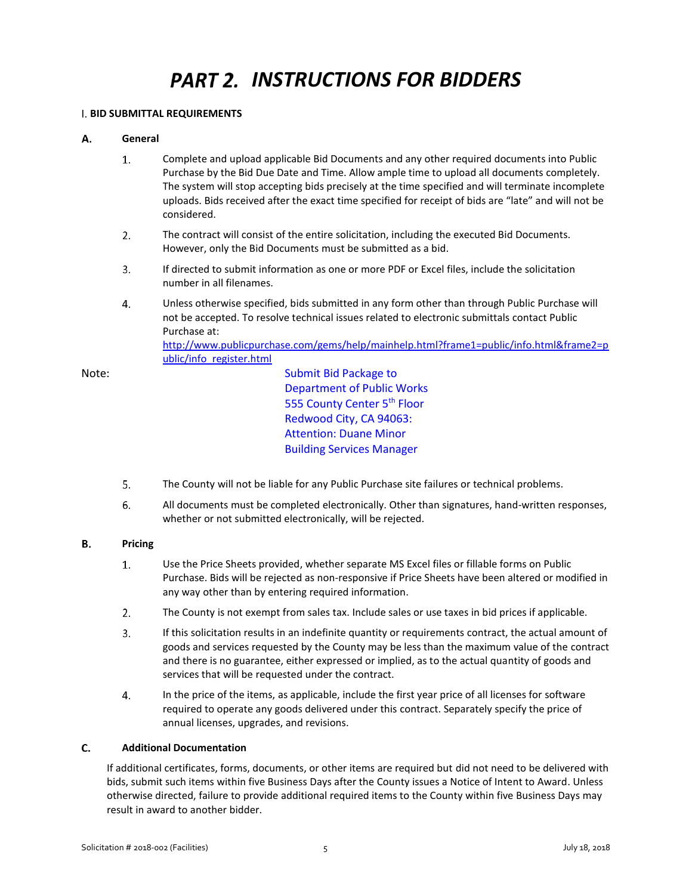# PART 2. INSTRUCTIONS FOR BIDDERS

## I. BID SUBMITTAL REQUIREMENTS

### A. General

1. Complete and upload applicable Bid Documents and any other required documents into Public Purchase by the Bid Due Date and Time. Allow ample time to upload all documents completely. The system will stop accepting bids precisely at the time specified and will terminate incomplete uploads. Bids received after the exact time specified for receipt of bids are "late" and will not be considered.

2. The contract will consist of the entire solicitation, including the executed Bid Documents. However, only the Bid Documents must be submitted as a bid.

3. If directed to submit information as one or more PDF or Excel files, include the solicitation number in all filenames.

4. Unless otherwise specified, bids submitted in any form other than through Public Purchase will not be accepted. To resolve technical issues related to electronic submittals contact Public Purchase at: http://www.publicpurchase.com/gems/help/mainhelp.html?frame1=public/info.html&frame2=public/info_register.html

Note: Submit Bid Package to
Department of Public Works
555 County Center 5th Floor
Redwood City, CA 94063:
Attention: Duane Minor
Building Services Manager

5. The County will not be liable for any Public Purchase site failures or technical problems.

6. All documents must be completed electronically. Other than signatures, hand-written responses, whether or not submitted electronically, will be rejected.

### B. Pricing

1. Use the Price Sheets provided, whether separate MS Excel files or fillable forms on Public Purchase. Bids will be rejected as non-responsive if Price Sheets have been altered or modified in any way other than by entering required information.

2. The County is not exempt from sales tax. Include sales or use taxes in bid prices if applicable.

3. If this solicitation results in an indefinite quantity or requirements contract, the actual amount of goods and services requested by the County may be less than the maximum value of the contract and there is no guarantee, either expressed or implied, as to the actual quantity of goods and services that will be requested under the contract.

4. In the price of the items, as applicable, include the first year price of all licenses for software required to operate any goods delivered under this contract. Separately specify the price of annual licenses, upgrades, and revisions.

### C. Additional Documentation

If additional certificates, forms, documents, or other items are required but did not need to be delivered with bids, submit such items within five Business Days after the County issues a Notice of Intent to Award. Unless otherwise directed, failure to provide additional required items to the County within five Business Days may result in award to another bidder.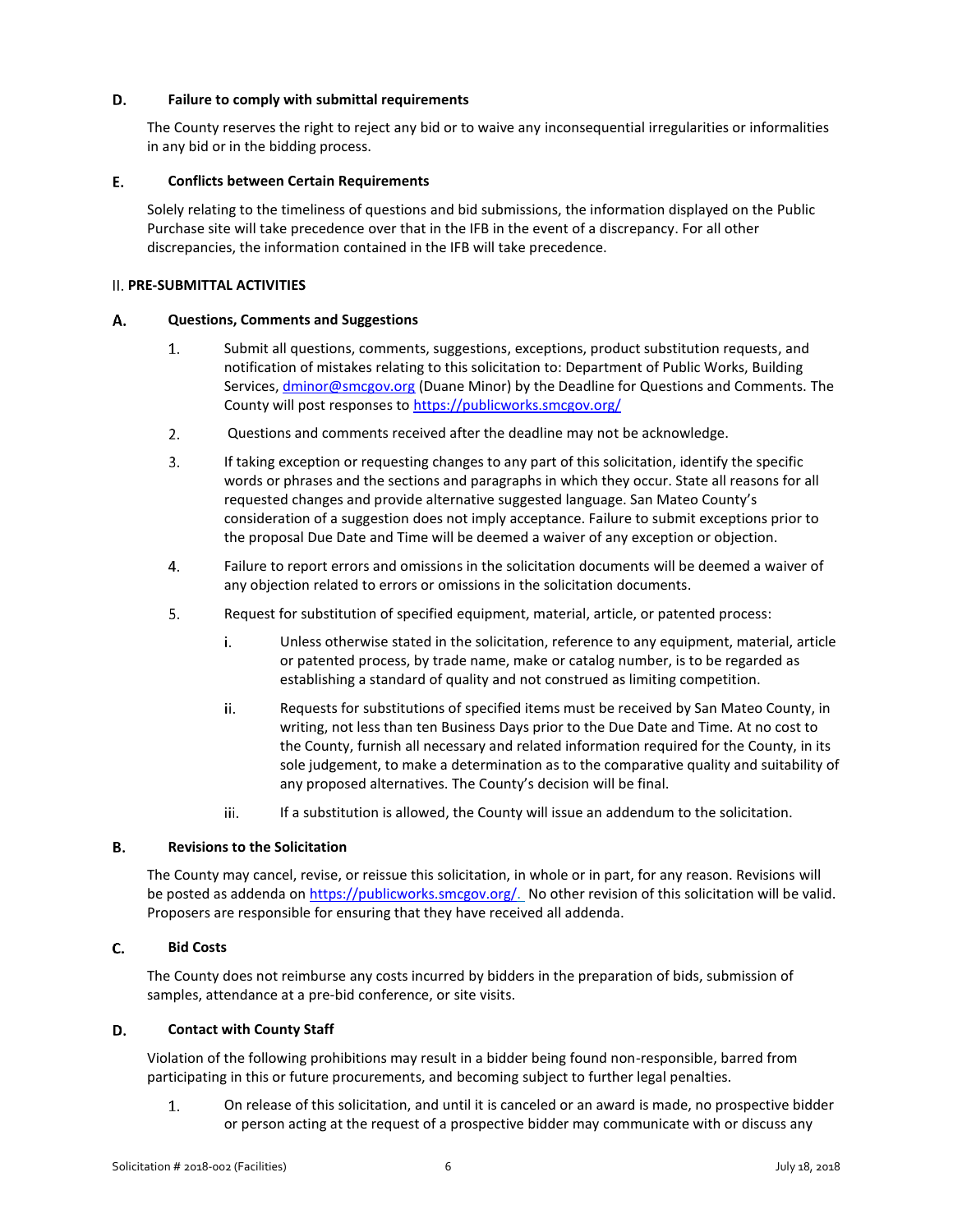### D. Failure to comply with submittal requirements

The County reserves the right to reject any bid or to waive any inconsequential irregularities or informalities in any bid or in the bidding process.

### E. Conflicts between Certain Requirements

Solely relating to the timeliness of questions and bid submissions, the information displayed on the Public Purchase site will take precedence over that in the IFB in the event of a discrepancy. For all other discrepancies, the information contained in the IFB will take precedence.

## II. PRE-SUBMITTAL ACTIVITIES

### A. Questions, Comments and Suggestions

1. Submit all questions, comments, suggestions, exceptions, product substitution requests, and notification of mistakes relating to this solicitation to: Department of Public Works, Building Services, dminor@smcgov.org (Duane Minor) by the Deadline for Questions and Comments. The County will post responses to https://publicworks.smcgov.org/
2. Questions and comments received after the deadline may not be acknowledge.
3. If taking exception or requesting changes to any part of this solicitation, identify the specific words or phrases and the sections and paragraphs in which they occur. State all reasons for all requested changes and provide alternative suggested language. San Mateo County's consideration of a suggestion does not imply acceptance. Failure to submit exceptions prior to the proposal Due Date and Time will be deemed a waiver of any exception or objection.
4. Failure to report errors and omissions in the solicitation documents will be deemed a waiver of any objection related to errors or omissions in the solicitation documents.
5. Request for substitution of specified equipment, material, article, or patented process:
   - i. Unless otherwise stated in the solicitation, reference to any equipment, material, article or patented process, by trade name, make or catalog number, is to be regarded as establishing a standard of quality and not construed as limiting competition.
   - ii. Requests for substitutions of specified items must be received by San Mateo County, in writing, not less than ten Business Days prior to the Due Date and Time. At no cost to the County, furnish all necessary and related information required for the County, in its sole judgement, to make a determination as to the comparative quality and suitability of any proposed alternatives. The County's decision will be final.
   - iii. If a substitution is allowed, the County will issue an addendum to the solicitation.

### B. Revisions to the Solicitation

The County may cancel, revise, or reissue this solicitation, in whole or in part, for any reason. Revisions will be posted as addenda on https://publicworks.smcgov.org/. No other revision of this solicitation will be valid. Proposers are responsible for ensuring that they have received all addenda.

### C. Bid Costs

The County does not reimburse any costs incurred by bidders in the preparation of bids, submission of samples, attendance at a pre-bid conference, or site visits.

### D. Contact with County Staff

Violation of the following prohibitions may result in a bidder being found non-responsible, barred from participating in this or future procurements, and becoming subject to further legal penalties.

1. On release of this solicitation, and until it is canceled or an award is made, no prospective bidder or person acting at the request of a prospective bidder may communicate with or discuss any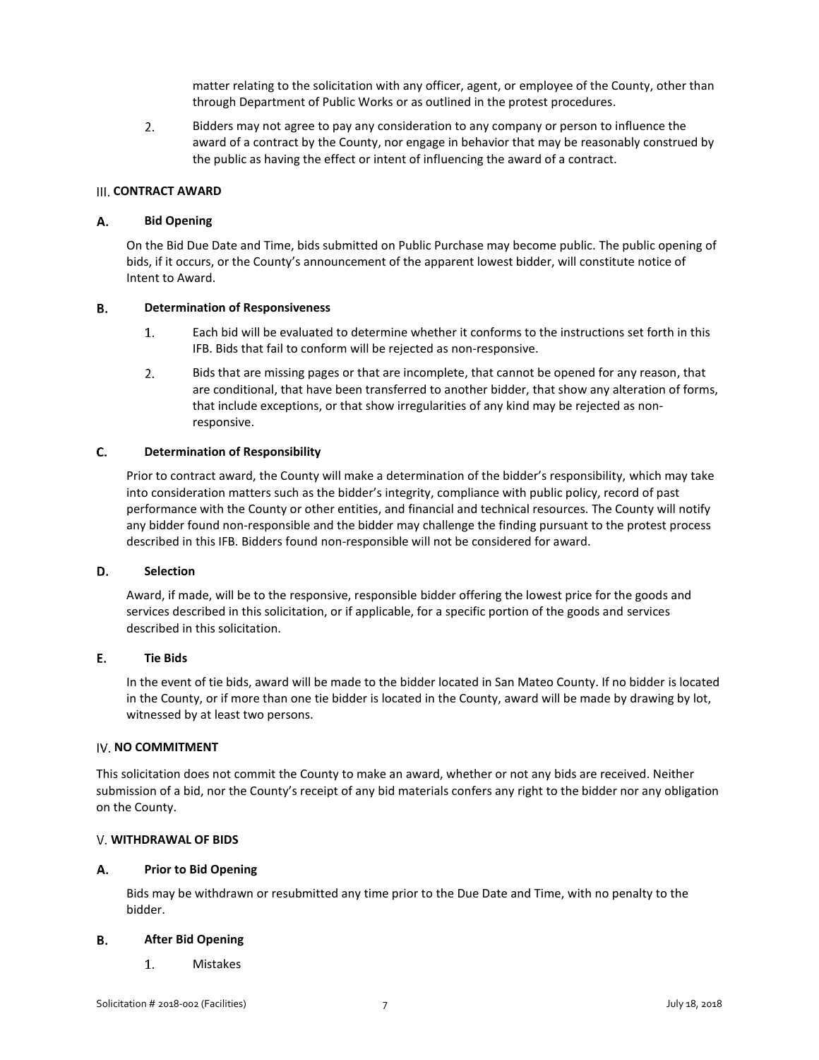matter relating to the solicitation with any officer, agent, or employee of the County, other than through Department of Public Works or as outlined in the protest procedures.

2. Bidders may not agree to pay any consideration to any company or person to influence the award of a contract by the County, nor engage in behavior that may be reasonably construed by the public as having the effect or intent of influencing the award of a contract.

## III. CONTRACT AWARD

### A. Bid Opening

On the Bid Due Date and Time, bids submitted on Public Purchase may become public. The public opening of bids, if it occurs, or the County's announcement of the apparent lowest bidder, will constitute notice of Intent to Award.

### B. Determination of Responsiveness

1. Each bid will be evaluated to determine whether it conforms to the instructions set forth in this IFB. Bids that fail to conform will be rejected as non-responsive.
2. Bids that are missing pages or that are incomplete, that cannot be opened for any reason, that are conditional, that have been transferred to another bidder, that show any alteration of forms, that include exceptions, or that show irregularities of any kind may be rejected as non-responsive.

### C. Determination of Responsibility

Prior to contract award, the County will make a determination of the bidder's responsibility, which may take into consideration matters such as the bidder's integrity, compliance with public policy, record of past performance with the County or other entities, and financial and technical resources. The County will notify any bidder found non-responsible and the bidder may challenge the finding pursuant to the protest process described in this IFB. Bidders found non-responsible will not be considered for award.

### D. Selection

Award, if made, will be to the responsive, responsible bidder offering the lowest price for the goods and services described in this solicitation, or if applicable, for a specific portion of the goods and services described in this solicitation.

### E. Tie Bids

In the event of tie bids, award will be made to the bidder located in San Mateo County. If no bidder is located in the County, or if more than one tie bidder is located in the County, award will be made by drawing by lot, witnessed by at least two persons.

## IV. NO COMMITMENT

This solicitation does not commit the County to make an award, whether or not any bids are received. Neither submission of a bid, nor the County's receipt of any bid materials confers any right to the bidder nor any obligation on the County.

## V. WITHDRAWAL OF BIDS

### A. Prior to Bid Opening

Bids may be withdrawn or resubmitted any time prior to the Due Date and Time, with no penalty to the bidder.

### B. After Bid Opening

1. Mistakes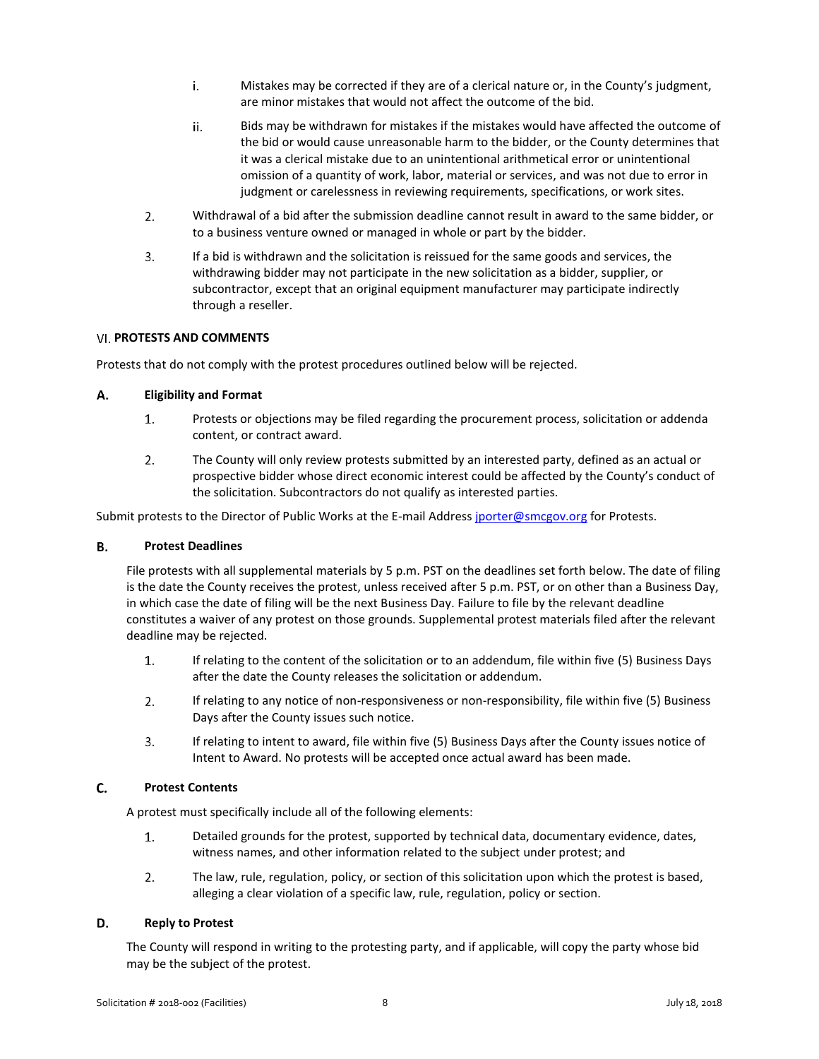i. Mistakes may be corrected if they are of a clerical nature or, in the County's judgment, are minor mistakes that would not affect the outcome of the bid.

   ii. Bids may be withdrawn for mistakes if the mistakes would have affected the outcome of the bid or would cause unreasonable harm to the bidder, or the County determines that it was a clerical mistake due to an unintentional arithmetical error or unintentional omission of a quantity of work, labor, material or services, and was not due to error in judgment or carelessness in reviewing requirements, specifications, or work sites.

2. Withdrawal of a bid after the submission deadline cannot result in award to the same bidder, or to a business venture owned or managed in whole or part by the bidder.

3. If a bid is withdrawn and the solicitation is reissued for the same goods and services, the withdrawing bidder may not participate in the new solicitation as a bidder, supplier, or subcontractor, except that an original equipment manufacturer may participate indirectly through a reseller.

## VI. PROTESTS AND COMMENTS

Protests that do not comply with the protest procedures outlined below will be rejected.

### A. Eligibility and Format

1. Protests or objections may be filed regarding the procurement process, solicitation or addenda content, or contract award.
2. The County will only review protests submitted by an interested party, defined as an actual or prospective bidder whose direct economic interest could be affected by the County's conduct of the solicitation. Subcontractors do not qualify as interested parties.

Submit protests to the Director of Public Works at the E-mail Address jporter@smcgov.org for Protests.

### B. Protest Deadlines

File protests with all supplemental materials by 5 p.m. PST on the deadlines set forth below. The date of filing is the date the County receives the protest, unless received after 5 p.m. PST, or on other than a Business Day, in which case the date of filing will be the next Business Day. Failure to file by the relevant deadline constitutes a waiver of any protest on those grounds. Supplemental protest materials filed after the relevant deadline may be rejected.

1. If relating to the content of the solicitation or to an addendum, file within five (5) Business Days after the date the County releases the solicitation or addendum.
2. If relating to any notice of non-responsiveness or non-responsibility, file within five (5) Business Days after the County issues such notice.
3. If relating to intent to award, file within five (5) Business Days after the County issues notice of Intent to Award. No protests will be accepted once actual award has been made.

### C. Protest Contents

A protest must specifically include all of the following elements:

1. Detailed grounds for the protest, supported by technical data, documentary evidence, dates, witness names, and other information related to the subject under protest; and
2. The law, rule, regulation, policy, or section of this solicitation upon which the protest is based, alleging a clear violation of a specific law, rule, regulation, policy or section.

### D. Reply to Protest

The County will respond in writing to the protesting party, and if applicable, will copy the party whose bid may be the subject of the protest.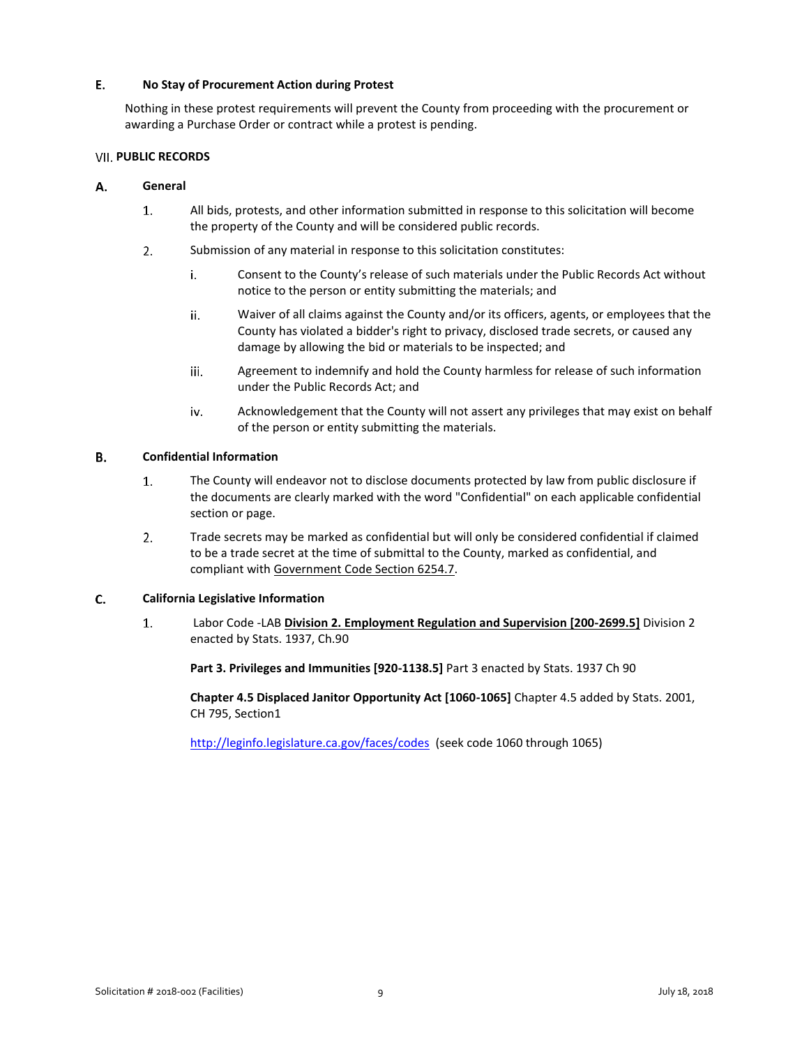### E. No Stay of Procurement Action during Protest

Nothing in these protest requirements will prevent the County from proceeding with the procurement or awarding a Purchase Order or contract while a protest is pending.

## VII. PUBLIC RECORDS

### A. General

1. All bids, protests, and other information submitted in response to this solicitation will become the property of the County and will be considered public records.
2. Submission of any material in response to this solicitation constitutes:
   - i. Consent to the County's release of such materials under the Public Records Act without notice to the person or entity submitting the materials; and
   - ii. Waiver of all claims against the County and/or its officers, agents, or employees that the County has violated a bidder's right to privacy, disclosed trade secrets, or caused any damage by allowing the bid or materials to be inspected; and
   - iii. Agreement to indemnify and hold the County harmless for release of such information under the Public Records Act; and
   - iv. Acknowledgement that the County will not assert any privileges that may exist on behalf of the person or entity submitting the materials.

### B. Confidential Information

1. The County will endeavor not to disclose documents protected by law from public disclosure if the documents are clearly marked with the word "Confidential" on each applicable confidential section or page.
2. Trade secrets may be marked as confidential but will only be considered confidential if claimed to be a trade secret at the time of submittal to the County, marked as confidential, and compliant with Government Code Section 6254.7.

### C. California Legislative Information

1. Labor Code -LAB **Division 2. Employment Regulation and Supervision [200-2699.5]** Division 2 enacted by Stats. 1937, Ch.90

   **Part 3. Privileges and Immunities [920-1138.5]** Part 3 enacted by Stats. 1937 Ch 90

   **Chapter 4.5 Displaced Janitor Opportunity Act [1060-1065]** Chapter 4.5 added by Stats. 2001, CH 795, Section1

   http://leginfo.legislature.ca.gov/faces/codes (seek code 1060 through 1065)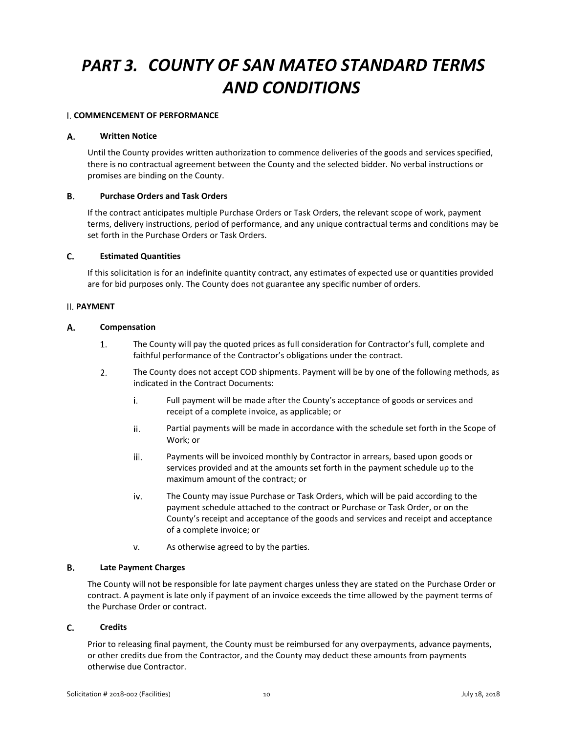# PART 3. COUNTY OF SAN MATEO STANDARD TERMS AND CONDITIONS

## I. COMMENCEMENT OF PERFORMANCE

### A. Written Notice

Until the County provides written authorization to commence deliveries of the goods and services specified, there is no contractual agreement between the County and the selected bidder. No verbal instructions or promises are binding on the County.

### B. Purchase Orders and Task Orders

If the contract anticipates multiple Purchase Orders or Task Orders, the relevant scope of work, payment terms, delivery instructions, period of performance, and any unique contractual terms and conditions may be set forth in the Purchase Orders or Task Orders.

### C. Estimated Quantities

If this solicitation is for an indefinite quantity contract, any estimates of expected use or quantities provided are for bid purposes only. The County does not guarantee any specific number of orders.

## II. PAYMENT

### A. Compensation

1. The County will pay the quoted prices as full consideration for Contractor's full, complete and faithful performance of the Contractor's obligations under the contract.
2. The County does not accept COD shipments. Payment will be by one of the following methods, as indicated in the Contract Documents:
   - i. Full payment will be made after the County's acceptance of goods or services and receipt of a complete invoice, as applicable; or
   - ii. Partial payments will be made in accordance with the schedule set forth in the Scope of Work; or
   - iii. Payments will be invoiced monthly by Contractor in arrears, based upon goods or services provided and at the amounts set forth in the payment schedule up to the maximum amount of the contract; or
   - iv. The County may issue Purchase or Task Orders, which will be paid according to the payment schedule attached to the contract or Purchase or Task Order, or on the County's receipt and acceptance of the goods and services and receipt and acceptance of a complete invoice; or
   - v. As otherwise agreed to by the parties.

### B. Late Payment Charges

The County will not be responsible for late payment charges unless they are stated on the Purchase Order or contract. A payment is late only if payment of an invoice exceeds the time allowed by the payment terms of the Purchase Order or contract.

### C. Credits

Prior to releasing final payment, the County must be reimbursed for any overpayments, advance payments, or other credits due from the Contractor, and the County may deduct these amounts from payments otherwise due Contractor.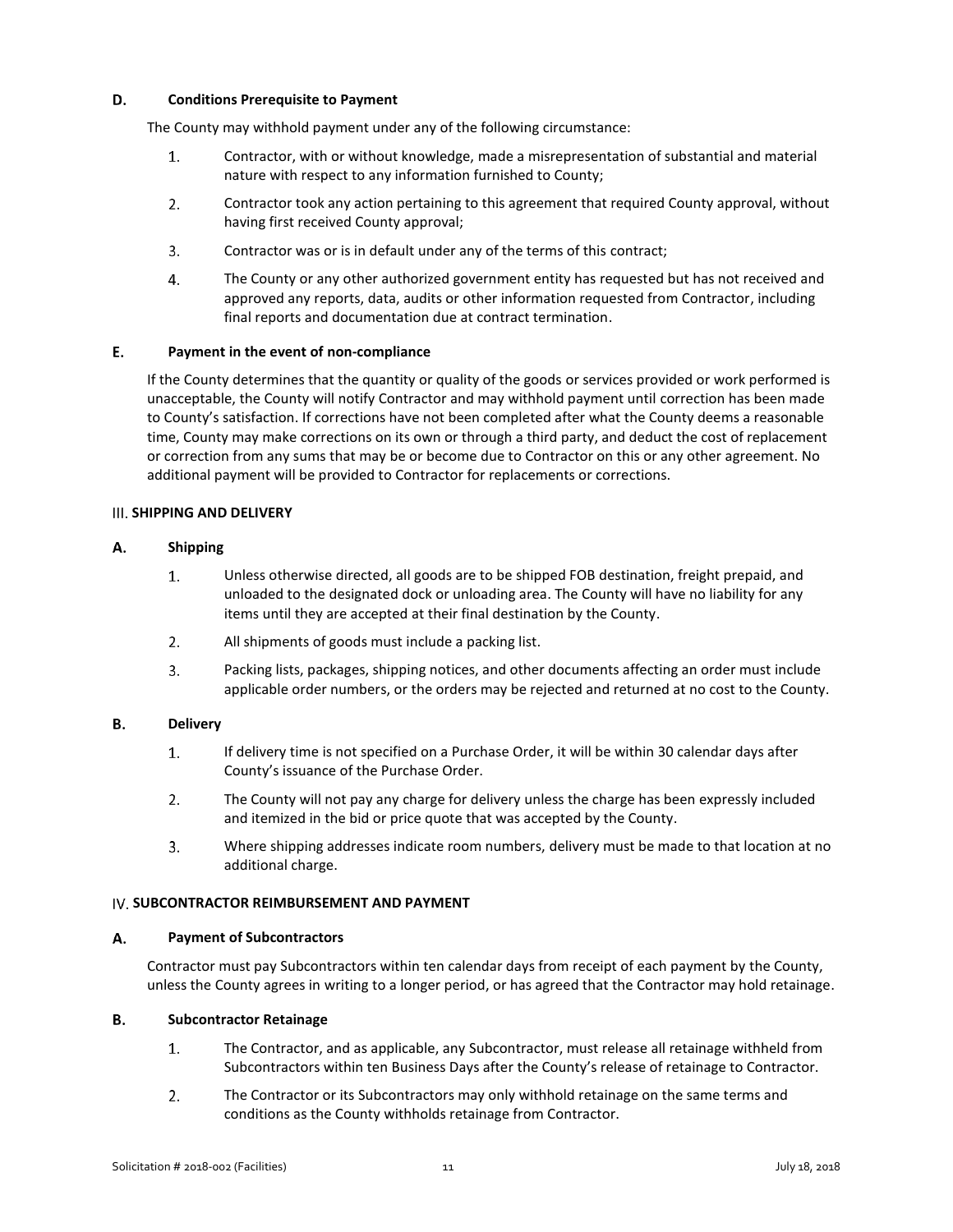### D. Conditions Prerequisite to Payment

The County may withhold payment under any of the following circumstance:

1. Contractor, with or without knowledge, made a misrepresentation of substantial and material nature with respect to any information furnished to County;
2. Contractor took any action pertaining to this agreement that required County approval, without having first received County approval;
3. Contractor was or is in default under any of the terms of this contract;
4. The County or any other authorized government entity has requested but has not received and approved any reports, data, audits or other information requested from Contractor, including final reports and documentation due at contract termination.

### E. Payment in the event of non-compliance

If the County determines that the quantity or quality of the goods or services provided or work performed is unacceptable, the County will notify Contractor and may withhold payment until correction has been made to County's satisfaction. If corrections have not been completed after what the County deems a reasonable time, County may make corrections on its own or through a third party, and deduct the cost of replacement or correction from any sums that may be or become due to Contractor on this or any other agreement. No additional payment will be provided to Contractor for replacements or corrections.

## III. SHIPPING AND DELIVERY

### A. Shipping

1. Unless otherwise directed, all goods are to be shipped FOB destination, freight prepaid, and unloaded to the designated dock or unloading area. The County will have no liability for any items until they are accepted at their final destination by the County.
2. All shipments of goods must include a packing list.
3. Packing lists, packages, shipping notices, and other documents affecting an order must include applicable order numbers, or the orders may be rejected and returned at no cost to the County.

### B. Delivery

1. If delivery time is not specified on a Purchase Order, it will be within 30 calendar days after County's issuance of the Purchase Order.
2. The County will not pay any charge for delivery unless the charge has been expressly included and itemized in the bid or price quote that was accepted by the County.
3. Where shipping addresses indicate room numbers, delivery must be made to that location at no additional charge.

## IV. SUBCONTRACTOR REIMBURSEMENT AND PAYMENT

### A. Payment of Subcontractors

Contractor must pay Subcontractors within ten calendar days from receipt of each payment by the County, unless the County agrees in writing to a longer period, or has agreed that the Contractor may hold retainage.

### B. Subcontractor Retainage

1. The Contractor, and as applicable, any Subcontractor, must release all retainage withheld from Subcontractors within ten Business Days after the County's release of retainage to Contractor.
2. The Contractor or its Subcontractors may only withhold retainage on the same terms and conditions as the County withholds retainage from Contractor.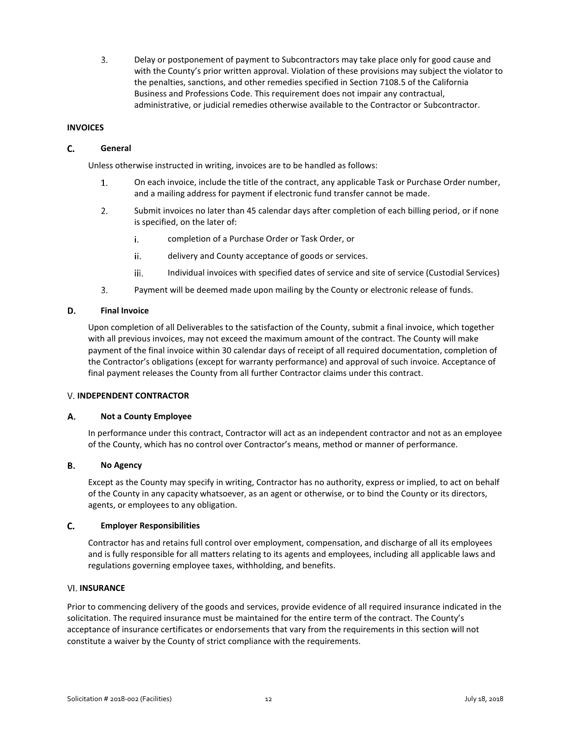3. Delay or postponement of payment to Subcontractors may take place only for good cause and with the County's prior written approval. Violation of these provisions may subject the violator to the penalties, sanctions, and other remedies specified in Section 7108.5 of the California Business and Professions Code. This requirement does not impair any contractual, administrative, or judicial remedies otherwise available to the Contractor or Subcontractor.

**INVOICES**

### C. General

Unless otherwise instructed in writing, invoices are to be handled as follows:

1. On each invoice, include the title of the contract, any applicable Task or Purchase Order number, and a mailing address for payment if electronic fund transfer cannot be made.
2. Submit invoices no later than 45 calendar days after completion of each billing period, or if none is specified, on the later of:
   i. completion of a Purchase Order or Task Order, or
   ii. delivery and County acceptance of goods or services.
   iii. Individual invoices with specified dates of service and site of service (Custodial Services)
3. Payment will be deemed made upon mailing by the County or electronic release of funds.

### D. Final Invoice

Upon completion of all Deliverables to the satisfaction of the County, submit a final invoice, which together with all previous invoices, may not exceed the maximum amount of the contract. The County will make payment of the final invoice within 30 calendar days of receipt of all required documentation, completion of the Contractor's obligations (except for warranty performance) and approval of such invoice. Acceptance of final payment releases the County from all further Contractor claims under this contract.

## V. INDEPENDENT CONTRACTOR

### A. Not a County Employee

In performance under this contract, Contractor will act as an independent contractor and not as an employee of the County, which has no control over Contractor's means, method or manner of performance.

### B. No Agency

Except as the County may specify in writing, Contractor has no authority, express or implied, to act on behalf of the County in any capacity whatsoever, as an agent or otherwise, or to bind the County or its directors, agents, or employees to any obligation.

### C. Employer Responsibilities

Contractor has and retains full control over employment, compensation, and discharge of all its employees and is fully responsible for all matters relating to its agents and employees, including all applicable laws and regulations governing employee taxes, withholding, and benefits.

## VI. INSURANCE

Prior to commencing delivery of the goods and services, provide evidence of all required insurance indicated in the solicitation. The required insurance must be maintained for the entire term of the contract. The County's acceptance of insurance certificates or endorsements that vary from the requirements in this section will not constitute a waiver by the County of strict compliance with the requirements.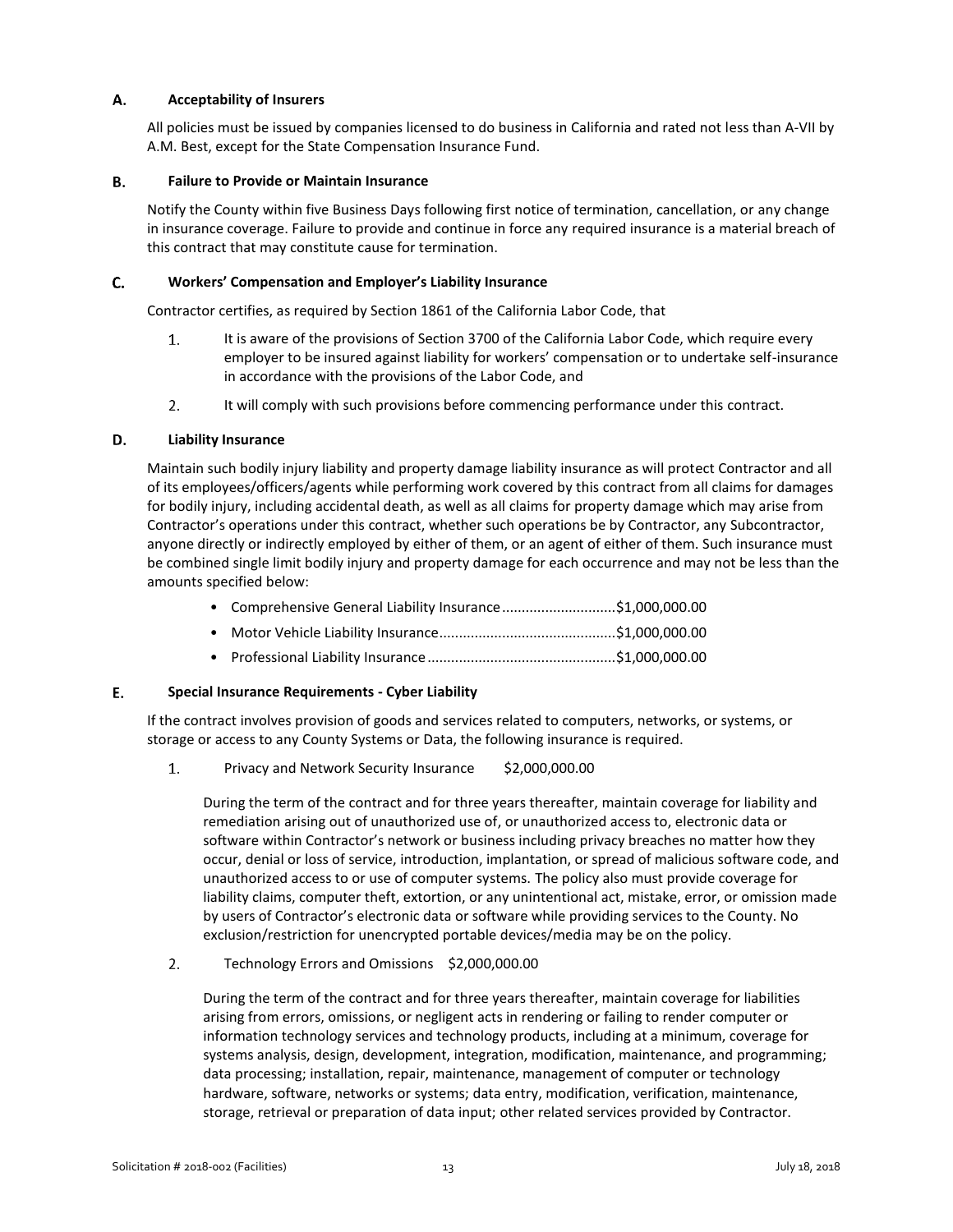### A. Acceptability of Insurers

All policies must be issued by companies licensed to do business in California and rated not less than A-VII by A.M. Best, except for the State Compensation Insurance Fund.

### B. Failure to Provide or Maintain Insurance

Notify the County within five Business Days following first notice of termination, cancellation, or any change in insurance coverage. Failure to provide and continue in force any required insurance is a material breach of this contract that may constitute cause for termination.

### C. Workers' Compensation and Employer's Liability Insurance

Contractor certifies, as required by Section 1861 of the California Labor Code, that

1. It is aware of the provisions of Section 3700 of the California Labor Code, which require every employer to be insured against liability for workers' compensation or to undertake self-insurance in accordance with the provisions of the Labor Code, and
2. It will comply with such provisions before commencing performance under this contract.

### D. Liability Insurance

Maintain such bodily injury liability and property damage liability insurance as will protect Contractor and all of its employees/officers/agents while performing work covered by this contract from all claims for damages for bodily injury, including accidental death, as well as all claims for property damage which may arise from Contractor's operations under this contract, whether such operations be by Contractor, any Subcontractor, anyone directly or indirectly employed by either of them, or an agent of either of them. Such insurance must be combined single limit bodily injury and property damage for each occurrence and may not be less than the amounts specified below:

- Comprehensive General Liability Insurance............................$1,000,000.00
- Motor Vehicle Liability Insurance............................................$1,000,000.00
- Professional Liability Insurance...............................................$1,000,000.00

### E. Special Insurance Requirements - Cyber Liability

If the contract involves provision of goods and services related to computers, networks, or systems, or storage or access to any County Systems or Data, the following insurance is required.

1. Privacy and Network Security Insurance $2,000,000.00

   During the term of the contract and for three years thereafter, maintain coverage for liability and remediation arising out of unauthorized use of, or unauthorized access to, electronic data or software within Contractor's network or business including privacy breaches no matter how they occur, denial or loss of service, introduction, implantation, or spread of malicious software code, and unauthorized access to or use of computer systems. The policy also must provide coverage for liability claims, computer theft, extortion, or any unintentional act, mistake, error, or omission made by users of Contractor's electronic data or software while providing services to the County. No exclusion/restriction for unencrypted portable devices/media may be on the policy.

2. Technology Errors and Omissions $2,000,000.00

   During the term of the contract and for three years thereafter, maintain coverage for liabilities arising from errors, omissions, or negligent acts in rendering or failing to render computer or information technology services and technology products, including at a minimum, coverage for systems analysis, design, development, integration, modification, maintenance, and programming; data processing; installation, repair, maintenance, management of computer or technology hardware, software, networks or systems; data entry, modification, verification, maintenance, storage, retrieval or preparation of data input; other related services provided by Contractor.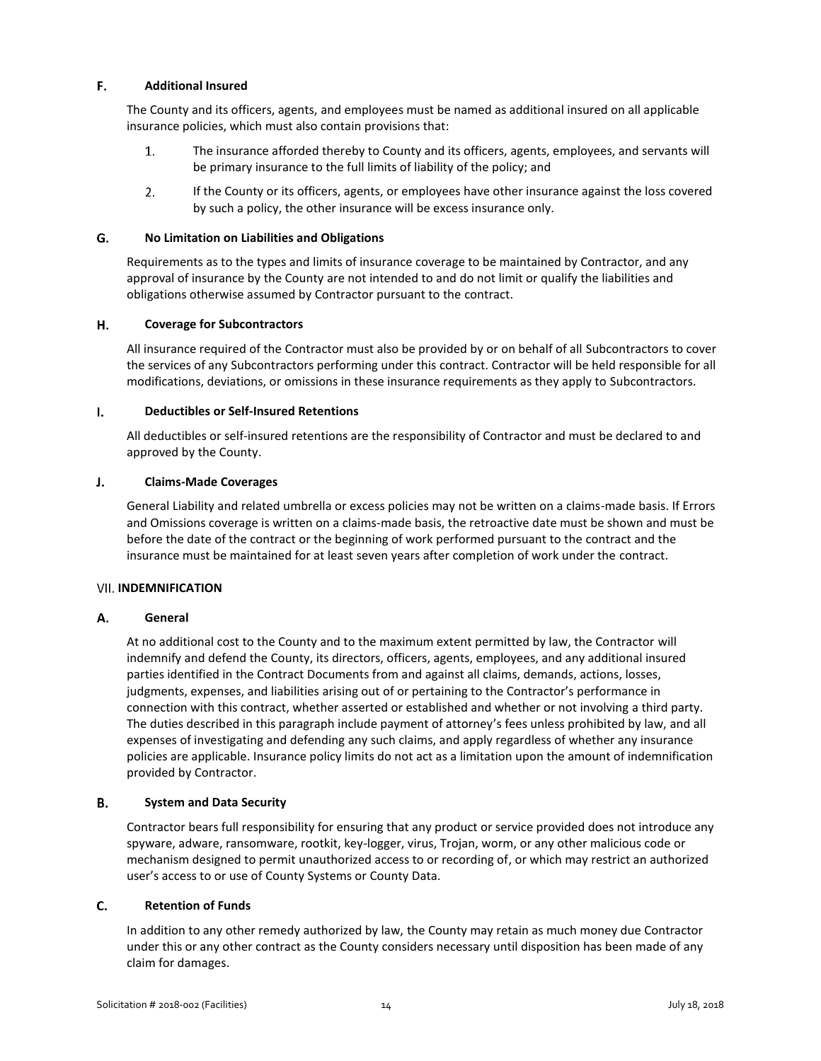### F. Additional Insured

The County and its officers, agents, and employees must be named as additional insured on all applicable insurance policies, which must also contain provisions that:

1. The insurance afforded thereby to County and its officers, agents, employees, and servants will be primary insurance to the full limits of liability of the policy; and
2. If the County or its officers, agents, or employees have other insurance against the loss covered by such a policy, the other insurance will be excess insurance only.

### G. No Limitation on Liabilities and Obligations

Requirements as to the types and limits of insurance coverage to be maintained by Contractor, and any approval of insurance by the County are not intended to and do not limit or qualify the liabilities and obligations otherwise assumed by Contractor pursuant to the contract.

### H. Coverage for Subcontractors

All insurance required of the Contractor must also be provided by or on behalf of all Subcontractors to cover the services of any Subcontractors performing under this contract. Contractor will be held responsible for all modifications, deviations, or omissions in these insurance requirements as they apply to Subcontractors.

### I. Deductibles or Self-Insured Retentions

All deductibles or self-insured retentions are the responsibility of Contractor and must be declared to and approved by the County.

### J. Claims-Made Coverages

General Liability and related umbrella or excess policies may not be written on a claims-made basis. If Errors and Omissions coverage is written on a claims-made basis, the retroactive date must be shown and must be before the date of the contract or the beginning of work performed pursuant to the contract and the insurance must be maintained for at least seven years after completion of work under the contract.

## VII. INDEMNIFICATION

### A. General

At no additional cost to the County and to the maximum extent permitted by law, the Contractor will indemnify and defend the County, its directors, officers, agents, employees, and any additional insured parties identified in the Contract Documents from and against all claims, demands, actions, losses, judgments, expenses, and liabilities arising out of or pertaining to the Contractor's performance in connection with this contract, whether asserted or established and whether or not involving a third party. The duties described in this paragraph include payment of attorney's fees unless prohibited by law, and all expenses of investigating and defending any such claims, and apply regardless of whether any insurance policies are applicable. Insurance policy limits do not act as a limitation upon the amount of indemnification provided by Contractor.

### B. System and Data Security

Contractor bears full responsibility for ensuring that any product or service provided does not introduce any spyware, adware, ransomware, rootkit, key-logger, virus, Trojan, worm, or any other malicious code or mechanism designed to permit unauthorized access to or recording of, or which may restrict an authorized user's access to or use of County Systems or County Data.

### C. Retention of Funds

In addition to any other remedy authorized by law, the County may retain as much money due Contractor under this or any other contract as the County considers necessary until disposition has been made of any claim for damages.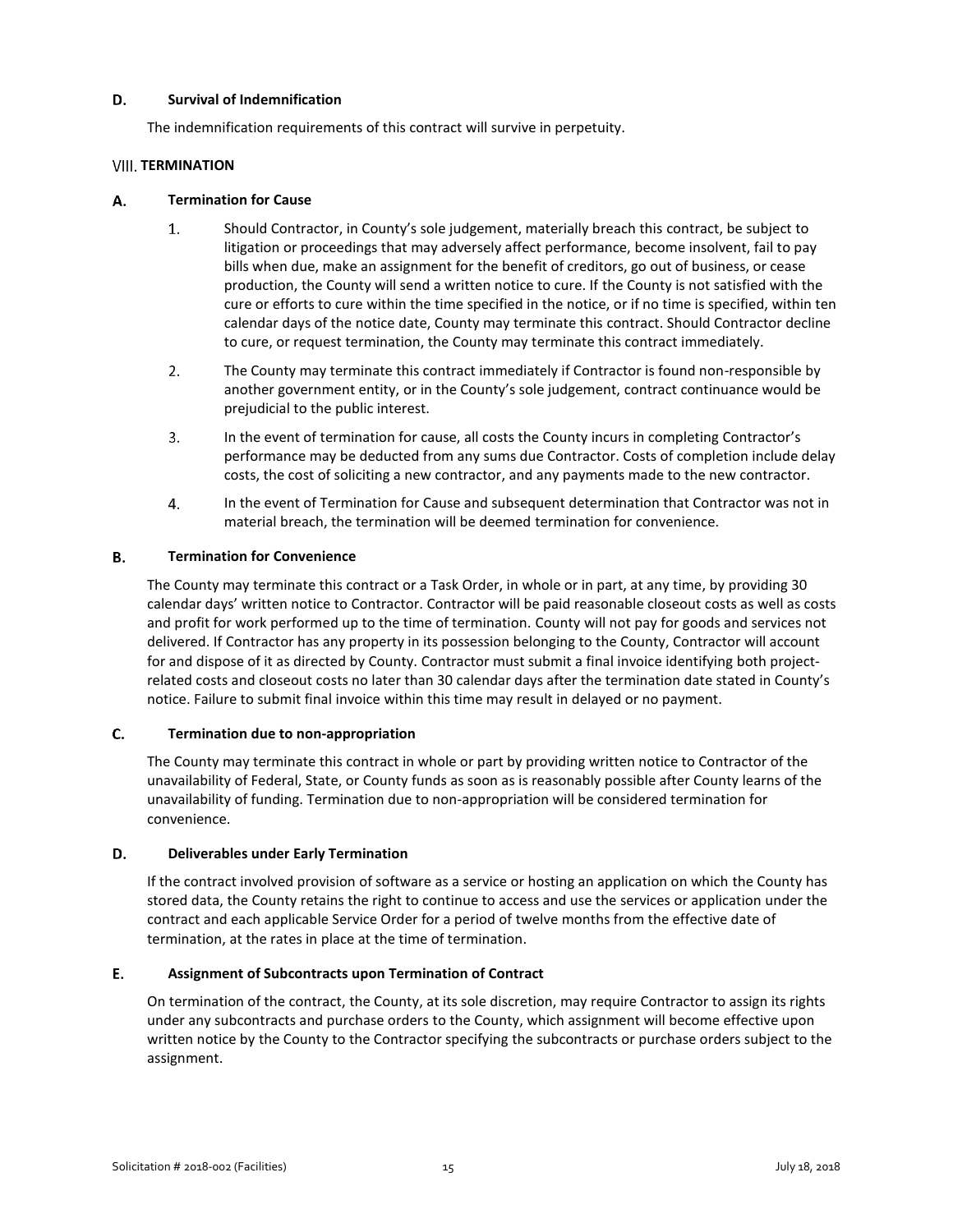### D. Survival of Indemnification

The indemnification requirements of this contract will survive in perpetuity.

## VIII. TERMINATION

### A. Termination for Cause

1. Should Contractor, in County's sole judgement, materially breach this contract, be subject to litigation or proceedings that may adversely affect performance, become insolvent, fail to pay bills when due, make an assignment for the benefit of creditors, go out of business, or cease production, the County will send a written notice to cure. If the County is not satisfied with the cure or efforts to cure within the time specified in the notice, or if no time is specified, within ten calendar days of the notice date, County may terminate this contract. Should Contractor decline to cure, or request termination, the County may terminate this contract immediately.

2. The County may terminate this contract immediately if Contractor is found non-responsible by another government entity, or in the County's sole judgement, contract continuance would be prejudicial to the public interest.

3. In the event of termination for cause, all costs the County incurs in completing Contractor's performance may be deducted from any sums due Contractor. Costs of completion include delay costs, the cost of soliciting a new contractor, and any payments made to the new contractor.

4. In the event of Termination for Cause and subsequent determination that Contractor was not in material breach, the termination will be deemed termination for convenience.

### B. Termination for Convenience

The County may terminate this contract or a Task Order, in whole or in part, at any time, by providing 30 calendar days' written notice to Contractor. Contractor will be paid reasonable closeout costs as well as costs and profit for work performed up to the time of termination. County will not pay for goods and services not delivered. If Contractor has any property in its possession belonging to the County, Contractor will account for and dispose of it as directed by County. Contractor must submit a final invoice identifying both project-related costs and closeout costs no later than 30 calendar days after the termination date stated in County's notice. Failure to submit final invoice within this time may result in delayed or no payment.

### C. Termination due to non-appropriation

The County may terminate this contract in whole or part by providing written notice to Contractor of the unavailability of Federal, State, or County funds as soon as is reasonably possible after County learns of the unavailability of funding. Termination due to non-appropriation will be considered termination for convenience.

### D. Deliverables under Early Termination

If the contract involved provision of software as a service or hosting an application on which the County has stored data, the County retains the right to continue to access and use the services or application under the contract and each applicable Service Order for a period of twelve months from the effective date of termination, at the rates in place at the time of termination.

### E. Assignment of Subcontracts upon Termination of Contract

On termination of the contract, the County, at its sole discretion, may require Contractor to assign its rights under any subcontracts and purchase orders to the County, which assignment will become effective upon written notice by the County to the Contractor specifying the subcontracts or purchase orders subject to the assignment.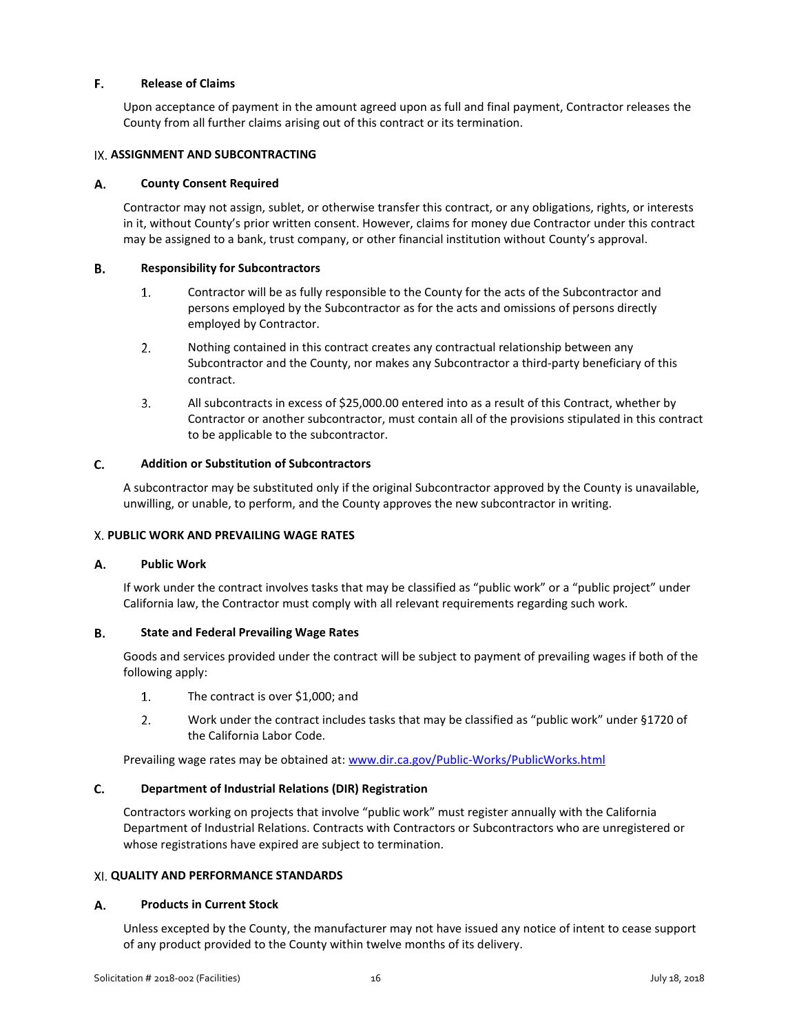### F. Release of Claims

Upon acceptance of payment in the amount agreed upon as full and final payment, Contractor releases the County from all further claims arising out of this contract or its termination.

## IX. ASSIGNMENT AND SUBCONTRACTING

### A. County Consent Required

Contractor may not assign, sublet, or otherwise transfer this contract, or any obligations, rights, or interests in it, without County's prior written consent. However, claims for money due Contractor under this contract may be assigned to a bank, trust company, or other financial institution without County's approval.

### B. Responsibility for Subcontractors

1. Contractor will be as fully responsible to the County for the acts of the Subcontractor and persons employed by the Subcontractor as for the acts and omissions of persons directly employed by Contractor.
2. Nothing contained in this contract creates any contractual relationship between any Subcontractor and the County, nor makes any Subcontractor a third-party beneficiary of this contract.
3. All subcontracts in excess of $25,000.00 entered into as a result of this Contract, whether by Contractor or another subcontractor, must contain all of the provisions stipulated in this contract to be applicable to the subcontractor.

### C. Addition or Substitution of Subcontractors

A subcontractor may be substituted only if the original Subcontractor approved by the County is unavailable, unwilling, or unable, to perform, and the County approves the new subcontractor in writing.

## X. PUBLIC WORK AND PREVAILING WAGE RATES

### A. Public Work

If work under the contract involves tasks that may be classified as "public work" or a "public project" under California law, the Contractor must comply with all relevant requirements regarding such work.

### B. State and Federal Prevailing Wage Rates

Goods and services provided under the contract will be subject to payment of prevailing wages if both of the following apply:

1. The contract is over $1,000; and
2. Work under the contract includes tasks that may be classified as "public work" under §1720 of the California Labor Code.

Prevailing wage rates may be obtained at: [www.dir.ca.gov/Public-Works/PublicWorks.html](www.dir.ca.gov/Public-Works/PublicWorks.html)

### C. Department of Industrial Relations (DIR) Registration

Contractors working on projects that involve "public work" must register annually with the California Department of Industrial Relations. Contracts with Contractors or Subcontractors who are unregistered or whose registrations have expired are subject to termination.

## XI. QUALITY AND PERFORMANCE STANDARDS

### A. Products in Current Stock

Unless excepted by the County, the manufacturer may not have issued any notice of intent to cease support of any product provided to the County within twelve months of its delivery.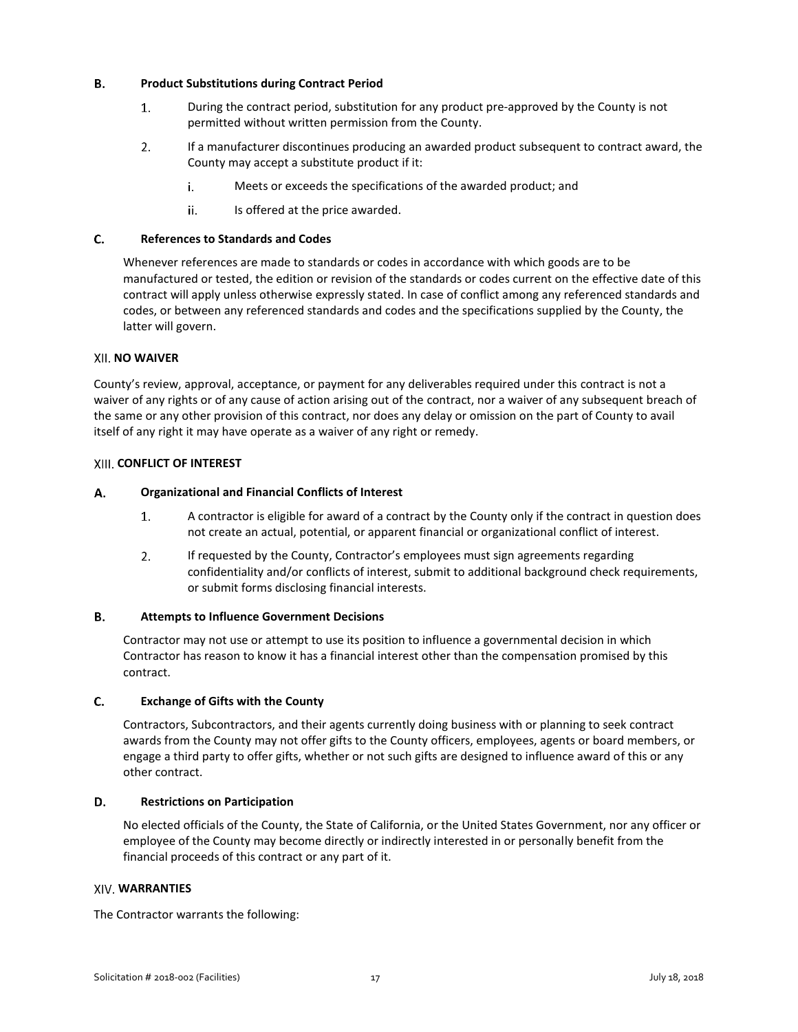### B. Product Substitutions during Contract Period

1. During the contract period, substitution for any product pre-approved by the County is not permitted without written permission from the County.
2. If a manufacturer discontinues producing an awarded product subsequent to contract award, the County may accept a substitute product if it:
   i. Meets or exceeds the specifications of the awarded product; and
   ii. Is offered at the price awarded.

### C. References to Standards and Codes

Whenever references are made to standards or codes in accordance with which goods are to be manufactured or tested, the edition or revision of the standards or codes current on the effective date of this contract will apply unless otherwise expressly stated. In case of conflict among any referenced standards and codes, or between any referenced standards and codes and the specifications supplied by the County, the latter will govern.

## XII. NO WAIVER

County's review, approval, acceptance, or payment for any deliverables required under this contract is not a waiver of any rights or of any cause of action arising out of the contract, nor a waiver of any subsequent breach of the same or any other provision of this contract, nor does any delay or omission on the part of County to avail itself of any right it may have operate as a waiver of any right or remedy.

## XIII. CONFLICT OF INTEREST

### A. Organizational and Financial Conflicts of Interest

1. A contractor is eligible for award of a contract by the County only if the contract in question does not create an actual, potential, or apparent financial or organizational conflict of interest.
2. If requested by the County, Contractor's employees must sign agreements regarding confidentiality and/or conflicts of interest, submit to additional background check requirements, or submit forms disclosing financial interests.

### B. Attempts to Influence Government Decisions

Contractor may not use or attempt to use its position to influence a governmental decision in which Contractor has reason to know it has a financial interest other than the compensation promised by this contract.

### C. Exchange of Gifts with the County

Contractors, Subcontractors, and their agents currently doing business with or planning to seek contract awards from the County may not offer gifts to the County officers, employees, agents or board members, or engage a third party to offer gifts, whether or not such gifts are designed to influence award of this or any other contract.

### D. Restrictions on Participation

No elected officials of the County, the State of California, or the United States Government, nor any officer or employee of the County may become directly or indirectly interested in or personally benefit from the financial proceeds of this contract or any part of it.

## XIV. WARRANTIES

The Contractor warrants the following: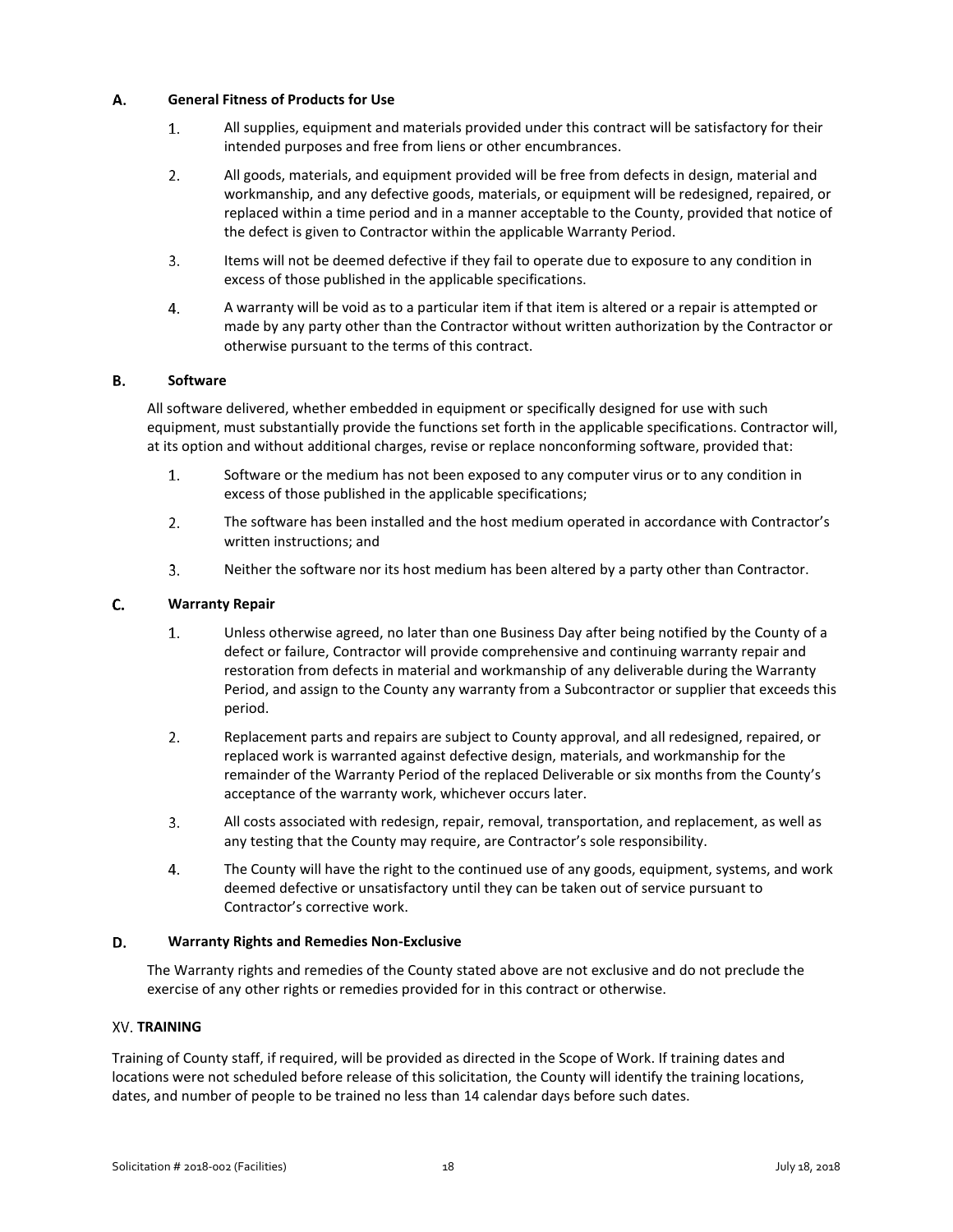### A. General Fitness of Products for Use

1. All supplies, equipment and materials provided under this contract will be satisfactory for their intended purposes and free from liens or other encumbrances.
2. All goods, materials, and equipment provided will be free from defects in design, material and workmanship, and any defective goods, materials, or equipment will be redesigned, repaired, or replaced within a time period and in a manner acceptable to the County, provided that notice of the defect is given to Contractor within the applicable Warranty Period.
3. Items will not be deemed defective if they fail to operate due to exposure to any condition in excess of those published in the applicable specifications.
4. A warranty will be void as to a particular item if that item is altered or a repair is attempted or made by any party other than the Contractor without written authorization by the Contractor or otherwise pursuant to the terms of this contract.

### B. Software

All software delivered, whether embedded in equipment or specifically designed for use with such equipment, must substantially provide the functions set forth in the applicable specifications. Contractor will, at its option and without additional charges, revise or replace nonconforming software, provided that:

1. Software or the medium has not been exposed to any computer virus or to any condition in excess of those published in the applicable specifications;
2. The software has been installed and the host medium operated in accordance with Contractor's written instructions; and
3. Neither the software nor its host medium has been altered by a party other than Contractor.

### C. Warranty Repair

1. Unless otherwise agreed, no later than one Business Day after being notified by the County of a defect or failure, Contractor will provide comprehensive and continuing warranty repair and restoration from defects in material and workmanship of any deliverable during the Warranty Period, and assign to the County any warranty from a Subcontractor or supplier that exceeds this period.
2. Replacement parts and repairs are subject to County approval, and all redesigned, repaired, or replaced work is warranted against defective design, materials, and workmanship for the remainder of the Warranty Period of the replaced Deliverable or six months from the County's acceptance of the warranty work, whichever occurs later.
3. All costs associated with redesign, repair, removal, transportation, and replacement, as well as any testing that the County may require, are Contractor's sole responsibility.
4. The County will have the right to the continued use of any goods, equipment, systems, and work deemed defective or unsatisfactory until they can be taken out of service pursuant to Contractor's corrective work.

### D. Warranty Rights and Remedies Non-Exclusive

The Warranty rights and remedies of the County stated above are not exclusive and do not preclude the exercise of any other rights or remedies provided for in this contract or otherwise.

## XV. TRAINING

Training of County staff, if required, will be provided as directed in the Scope of Work. If training dates and locations were not scheduled before release of this solicitation, the County will identify the training locations, dates, and number of people to be trained no less than 14 calendar days before such dates.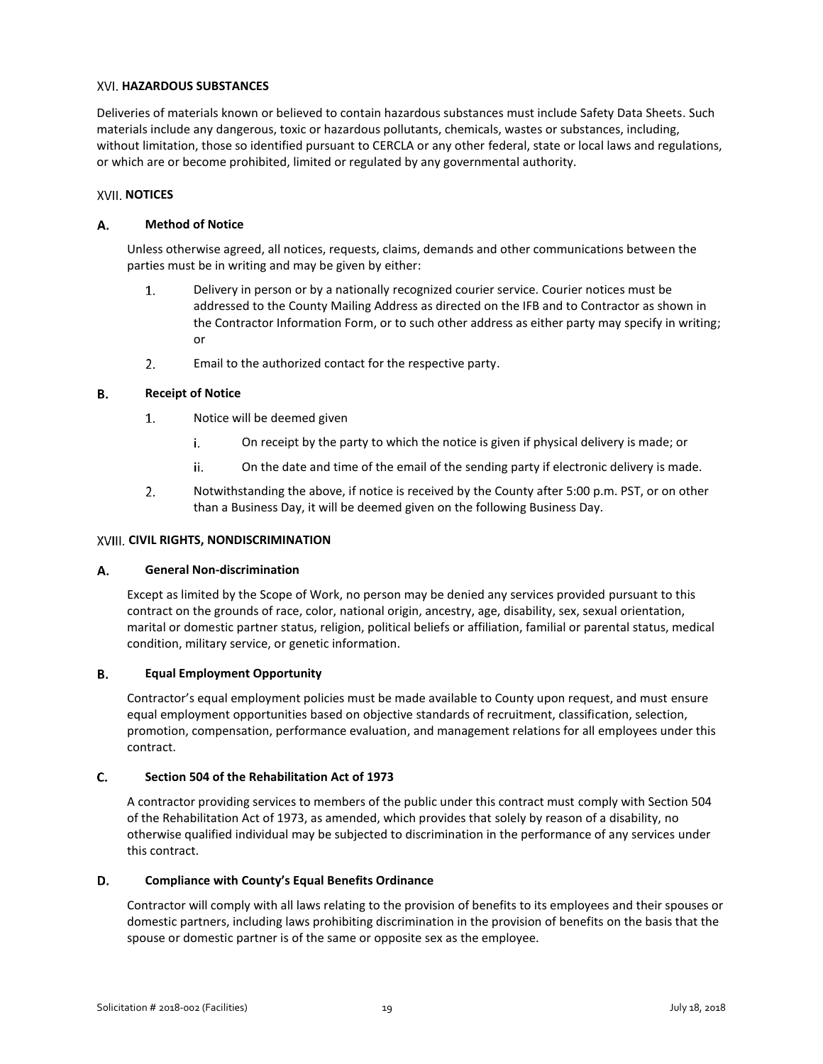## XVI. HAZARDOUS SUBSTANCES

Deliveries of materials known or believed to contain hazardous substances must include Safety Data Sheets. Such materials include any dangerous, toxic or hazardous pollutants, chemicals, wastes or substances, including, without limitation, those so identified pursuant to CERCLA or any other federal, state or local laws and regulations, or which are or become prohibited, limited or regulated by any governmental authority.

## XVII. NOTICES

### A. Method of Notice

Unless otherwise agreed, all notices, requests, claims, demands and other communications between the parties must be in writing and may be given by either:

1. Delivery in person or by a nationally recognized courier service. Courier notices must be addressed to the County Mailing Address as directed on the IFB and to Contractor as shown in the Contractor Information Form, or to such other address as either party may specify in writing; or
2. Email to the authorized contact for the respective party.

### B. Receipt of Notice

1. Notice will be deemed given
   - i. On receipt by the party to which the notice is given if physical delivery is made; or
   - ii. On the date and time of the email of the sending party if electronic delivery is made.
2. Notwithstanding the above, if notice is received by the County after 5:00 p.m. PST, or on other than a Business Day, it will be deemed given on the following Business Day.

## XVIII. CIVIL RIGHTS, NONDISCRIMINATION

### A. General Non-discrimination

Except as limited by the Scope of Work, no person may be denied any services provided pursuant to this contract on the grounds of race, color, national origin, ancestry, age, disability, sex, sexual orientation, marital or domestic partner status, religion, political beliefs or affiliation, familial or parental status, medical condition, military service, or genetic information.

### B. Equal Employment Opportunity

Contractor's equal employment policies must be made available to County upon request, and must ensure equal employment opportunities based on objective standards of recruitment, classification, selection, promotion, compensation, performance evaluation, and management relations for all employees under this contract.

### C. Section 504 of the Rehabilitation Act of 1973

A contractor providing services to members of the public under this contract must comply with Section 504 of the Rehabilitation Act of 1973, as amended, which provides that solely by reason of a disability, no otherwise qualified individual may be subjected to discrimination in the performance of any services under this contract.

### D. Compliance with County's Equal Benefits Ordinance

Contractor will comply with all laws relating to the provision of benefits to its employees and their spouses or domestic partners, including laws prohibiting discrimination in the provision of benefits on the basis that the spouse or domestic partner is of the same or opposite sex as the employee.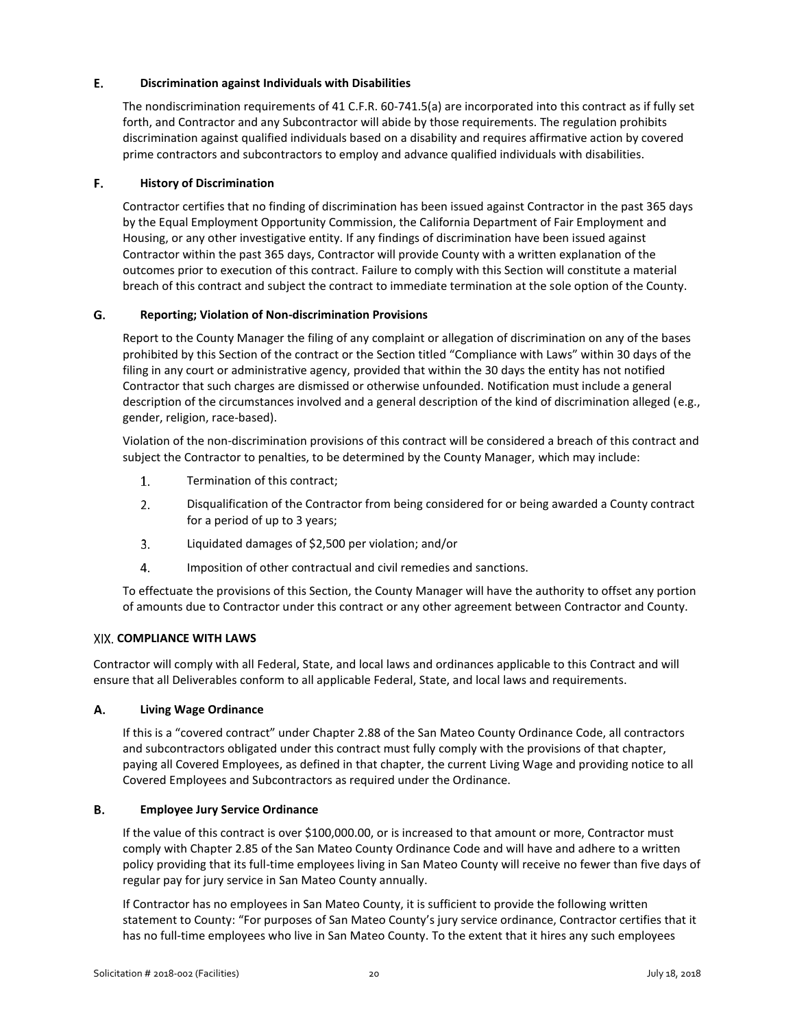### E. Discrimination against Individuals with Disabilities

The nondiscrimination requirements of 41 C.F.R. 60-741.5(a) are incorporated into this contract as if fully set forth, and Contractor and any Subcontractor will abide by those requirements. The regulation prohibits discrimination against qualified individuals based on a disability and requires affirmative action by covered prime contractors and subcontractors to employ and advance qualified individuals with disabilities.

### F. History of Discrimination

Contractor certifies that no finding of discrimination has been issued against Contractor in the past 365 days by the Equal Employment Opportunity Commission, the California Department of Fair Employment and Housing, or any other investigative entity. If any findings of discrimination have been issued against Contractor within the past 365 days, Contractor will provide County with a written explanation of the outcomes prior to execution of this contract. Failure to comply with this Section will constitute a material breach of this contract and subject the contract to immediate termination at the sole option of the County.

### G. Reporting; Violation of Non-discrimination Provisions

Report to the County Manager the filing of any complaint or allegation of discrimination on any of the bases prohibited by this Section of the contract or the Section titled "Compliance with Laws" within 30 days of the filing in any court or administrative agency, provided that within the 30 days the entity has not notified Contractor that such charges are dismissed or otherwise unfounded. Notification must include a general description of the circumstances involved and a general description of the kind of discrimination alleged (e.g., gender, religion, race-based).

Violation of the non-discrimination provisions of this contract will be considered a breach of this contract and subject the Contractor to penalties, to be determined by the County Manager, which may include:

1. Termination of this contract;
2. Disqualification of the Contractor from being considered for or being awarded a County contract for a period of up to 3 years;
3. Liquidated damages of $2,500 per violation; and/or
4. Imposition of other contractual and civil remedies and sanctions.

To effectuate the provisions of this Section, the County Manager will have the authority to offset any portion of amounts due to Contractor under this contract or any other agreement between Contractor and County.

## XIX. COMPLIANCE WITH LAWS

Contractor will comply with all Federal, State, and local laws and ordinances applicable to this Contract and will ensure that all Deliverables conform to all applicable Federal, State, and local laws and requirements.

### A. Living Wage Ordinance

If this is a "covered contract" under Chapter 2.88 of the San Mateo County Ordinance Code, all contractors and subcontractors obligated under this contract must fully comply with the provisions of that chapter, paying all Covered Employees, as defined in that chapter, the current Living Wage and providing notice to all Covered Employees and Subcontractors as required under the Ordinance.

### B. Employee Jury Service Ordinance

If the value of this contract is over $100,000.00, or is increased to that amount or more, Contractor must comply with Chapter 2.85 of the San Mateo County Ordinance Code and will have and adhere to a written policy providing that its full-time employees living in San Mateo County will receive no fewer than five days of regular pay for jury service in San Mateo County annually.

If Contractor has no employees in San Mateo County, it is sufficient to provide the following written statement to County: "For purposes of San Mateo County's jury service ordinance, Contractor certifies that it has no full-time employees who live in San Mateo County. To the extent that it hires any such employees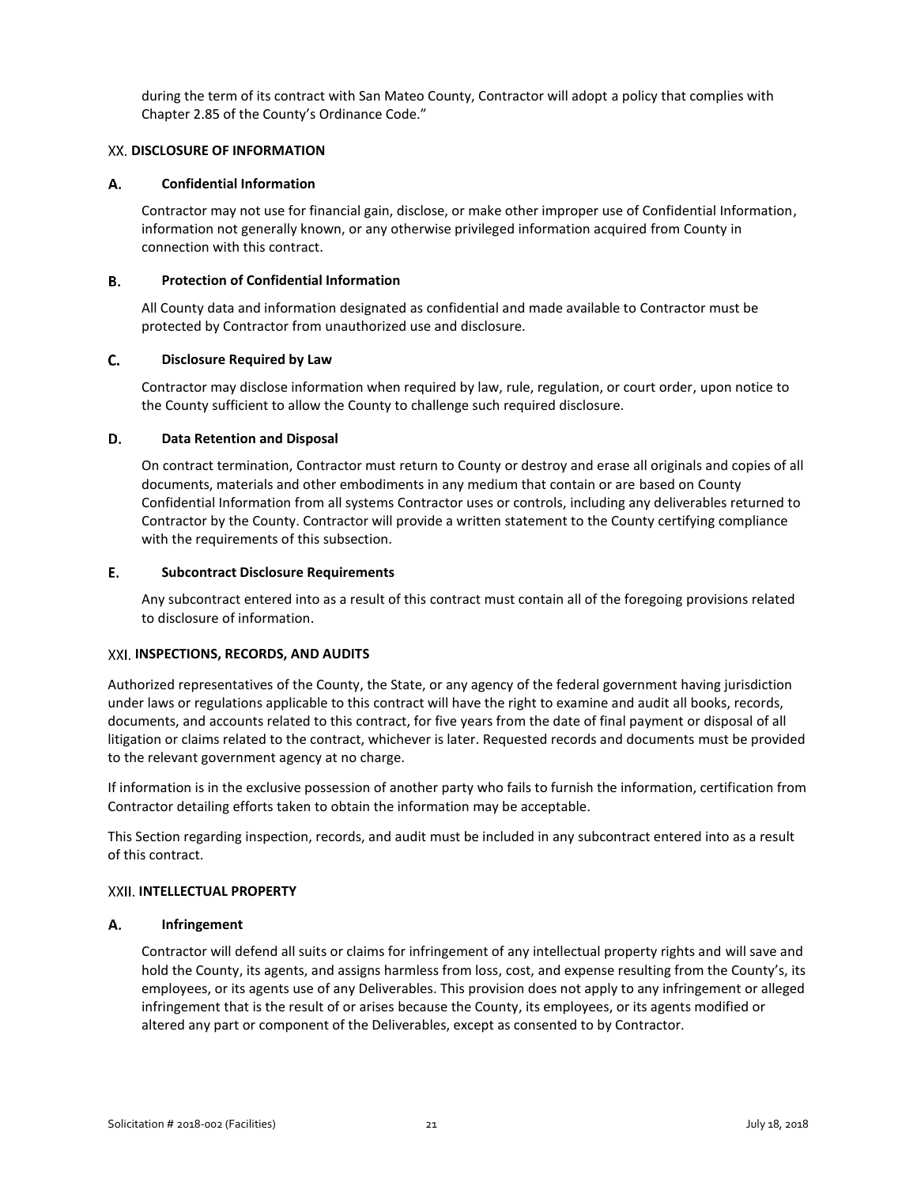during the term of its contract with San Mateo County, Contractor will adopt a policy that complies with Chapter 2.85 of the County's Ordinance Code."

## XX. DISCLOSURE OF INFORMATION

### A. Confidential Information

Contractor may not use for financial gain, disclose, or make other improper use of Confidential Information, information not generally known, or any otherwise privileged information acquired from County in connection with this contract.

### B. Protection of Confidential Information

All County data and information designated as confidential and made available to Contractor must be protected by Contractor from unauthorized use and disclosure.

### C. Disclosure Required by Law

Contractor may disclose information when required by law, rule, regulation, or court order, upon notice to the County sufficient to allow the County to challenge such required disclosure.

### D. Data Retention and Disposal

On contract termination, Contractor must return to County or destroy and erase all originals and copies of all documents, materials and other embodiments in any medium that contain or are based on County Confidential Information from all systems Contractor uses or controls, including any deliverables returned to Contractor by the County. Contractor will provide a written statement to the County certifying compliance with the requirements of this subsection.

### E. Subcontract Disclosure Requirements

Any subcontract entered into as a result of this contract must contain all of the foregoing provisions related to disclosure of information.

## XXI. INSPECTIONS, RECORDS, AND AUDITS

Authorized representatives of the County, the State, or any agency of the federal government having jurisdiction under laws or regulations applicable to this contract will have the right to examine and audit all books, records, documents, and accounts related to this contract, for five years from the date of final payment or disposal of all litigation or claims related to the contract, whichever is later. Requested records and documents must be provided to the relevant government agency at no charge.

If information is in the exclusive possession of another party who fails to furnish the information, certification from Contractor detailing efforts taken to obtain the information may be acceptable.

This Section regarding inspection, records, and audit must be included in any subcontract entered into as a result of this contract.

## XXII. INTELLECTUAL PROPERTY

### A. Infringement

Contractor will defend all suits or claims for infringement of any intellectual property rights and will save and hold the County, its agents, and assigns harmless from loss, cost, and expense resulting from the County's, its employees, or its agents use of any Deliverables. This provision does not apply to any infringement or alleged infringement that is the result of or arises because the County, its employees, or its agents modified or altered any part or component of the Deliverables, except as consented to by Contractor.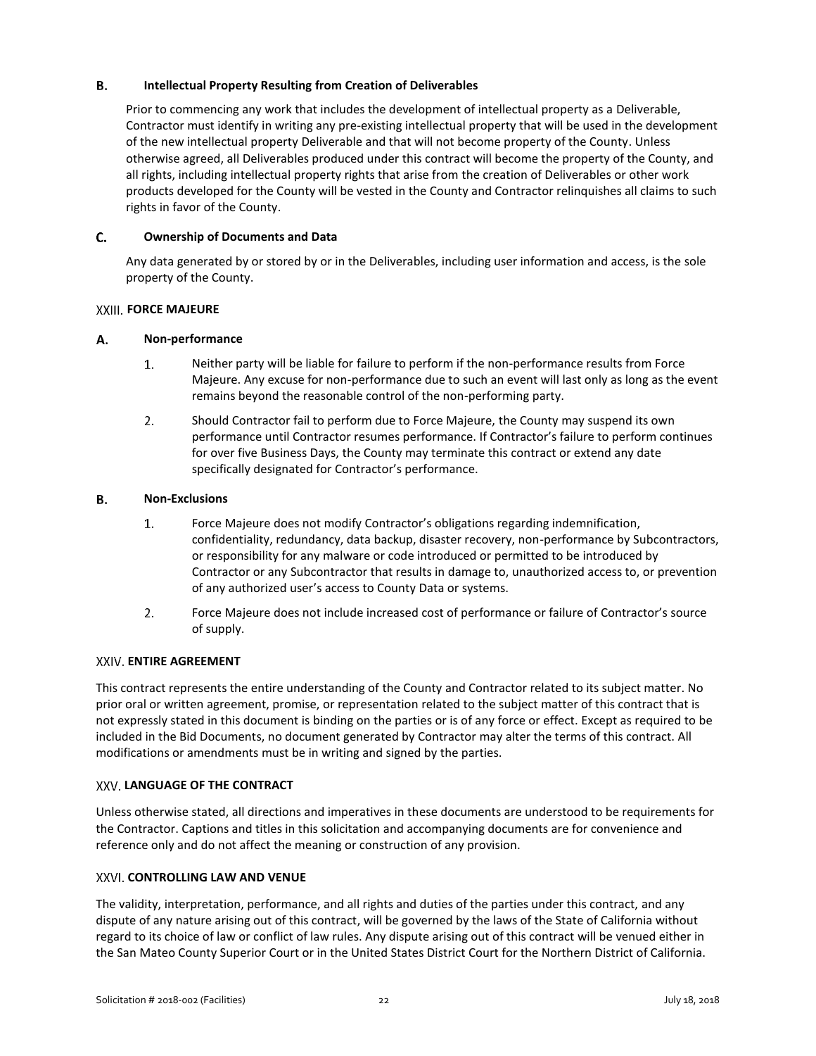### B. Intellectual Property Resulting from Creation of Deliverables

Prior to commencing any work that includes the development of intellectual property as a Deliverable, Contractor must identify in writing any pre-existing intellectual property that will be used in the development of the new intellectual property Deliverable and that will not become property of the County. Unless otherwise agreed, all Deliverables produced under this contract will become the property of the County, and all rights, including intellectual property rights that arise from the creation of Deliverables or other work products developed for the County will be vested in the County and Contractor relinquishes all claims to such rights in favor of the County.

### C. Ownership of Documents and Data

Any data generated by or stored by or in the Deliverables, including user information and access, is the sole property of the County.

## XXIII. FORCE MAJEURE

### A. Non-performance

1. Neither party will be liable for failure to perform if the non-performance results from Force Majeure. Any excuse for non-performance due to such an event will last only as long as the event remains beyond the reasonable control of the non-performing party.

2. Should Contractor fail to perform due to Force Majeure, the County may suspend its own performance until Contractor resumes performance. If Contractor's failure to perform continues for over five Business Days, the County may terminate this contract or extend any date specifically designated for Contractor's performance.

### B. Non-Exclusions

1. Force Majeure does not modify Contractor's obligations regarding indemnification, confidentiality, redundancy, data backup, disaster recovery, non-performance by Subcontractors, or responsibility for any malware or code introduced or permitted to be introduced by Contractor or any Subcontractor that results in damage to, unauthorized access to, or prevention of any authorized user's access to County Data or systems.

2. Force Majeure does not include increased cost of performance or failure of Contractor's source of supply.

## XXIV. ENTIRE AGREEMENT

This contract represents the entire understanding of the County and Contractor related to its subject matter. No prior oral or written agreement, promise, or representation related to the subject matter of this contract that is not expressly stated in this document is binding on the parties or is of any force or effect. Except as required to be included in the Bid Documents, no document generated by Contractor may alter the terms of this contract. All modifications or amendments must be in writing and signed by the parties.

## XXV. LANGUAGE OF THE CONTRACT

Unless otherwise stated, all directions and imperatives in these documents are understood to be requirements for the Contractor. Captions and titles in this solicitation and accompanying documents are for convenience and reference only and do not affect the meaning or construction of any provision.

## XXVI. CONTROLLING LAW AND VENUE

The validity, interpretation, performance, and all rights and duties of the parties under this contract, and any dispute of any nature arising out of this contract, will be governed by the laws of the State of California without regard to its choice of law or conflict of law rules. Any dispute arising out of this contract will be venued either in the San Mateo County Superior Court or in the United States District Court for the Northern District of California.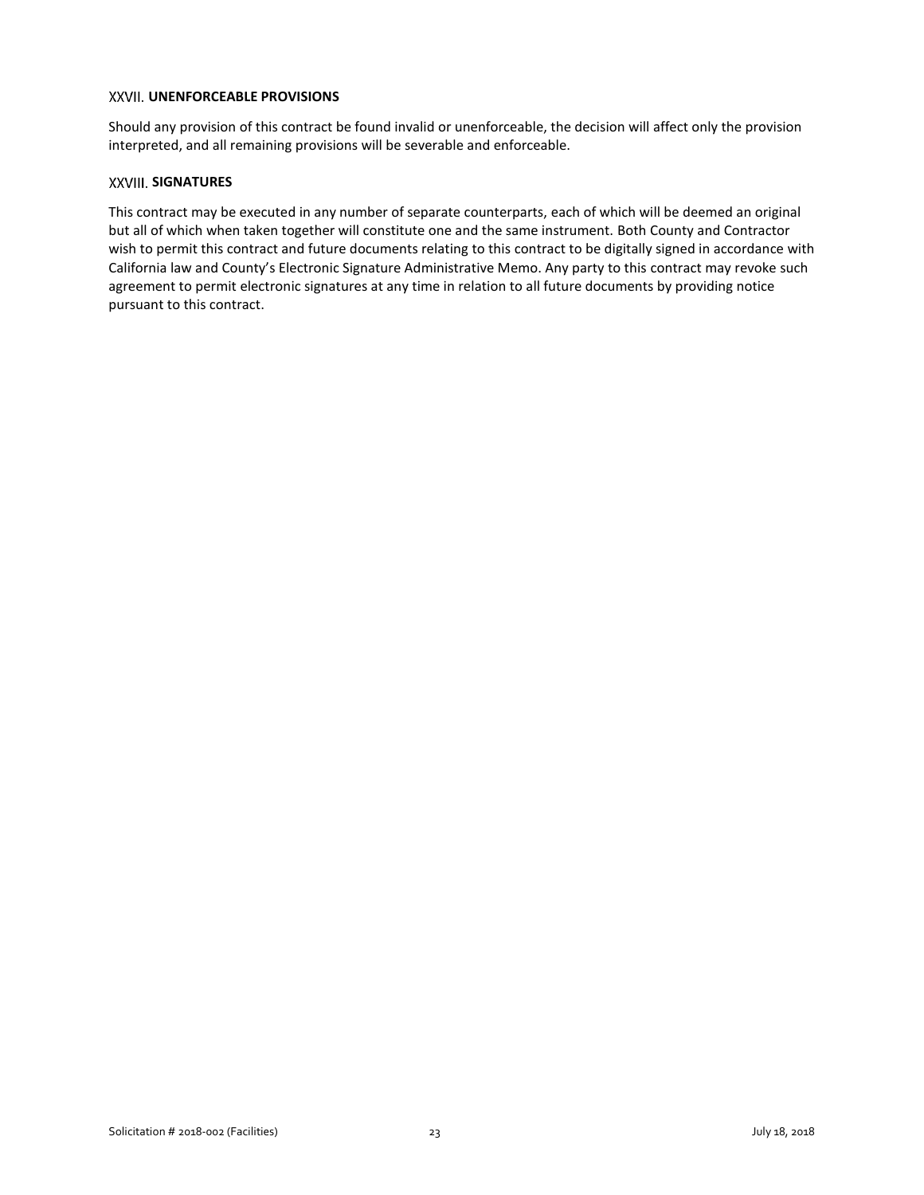## XXVII. UNENFORCEABLE PROVISIONS

Should any provision of this contract be found invalid or unenforceable, the decision will affect only the provision interpreted, and all remaining provisions will be severable and enforceable.

## XXVIII. SIGNATURES

This contract may be executed in any number of separate counterparts, each of which will be deemed an original but all of which when taken together will constitute one and the same instrument. Both County and Contractor wish to permit this contract and future documents relating to this contract to be digitally signed in accordance with California law and County's Electronic Signature Administrative Memo. Any party to this contract may revoke such agreement to permit electronic signatures at any time in relation to all future documents by providing notice pursuant to this contract.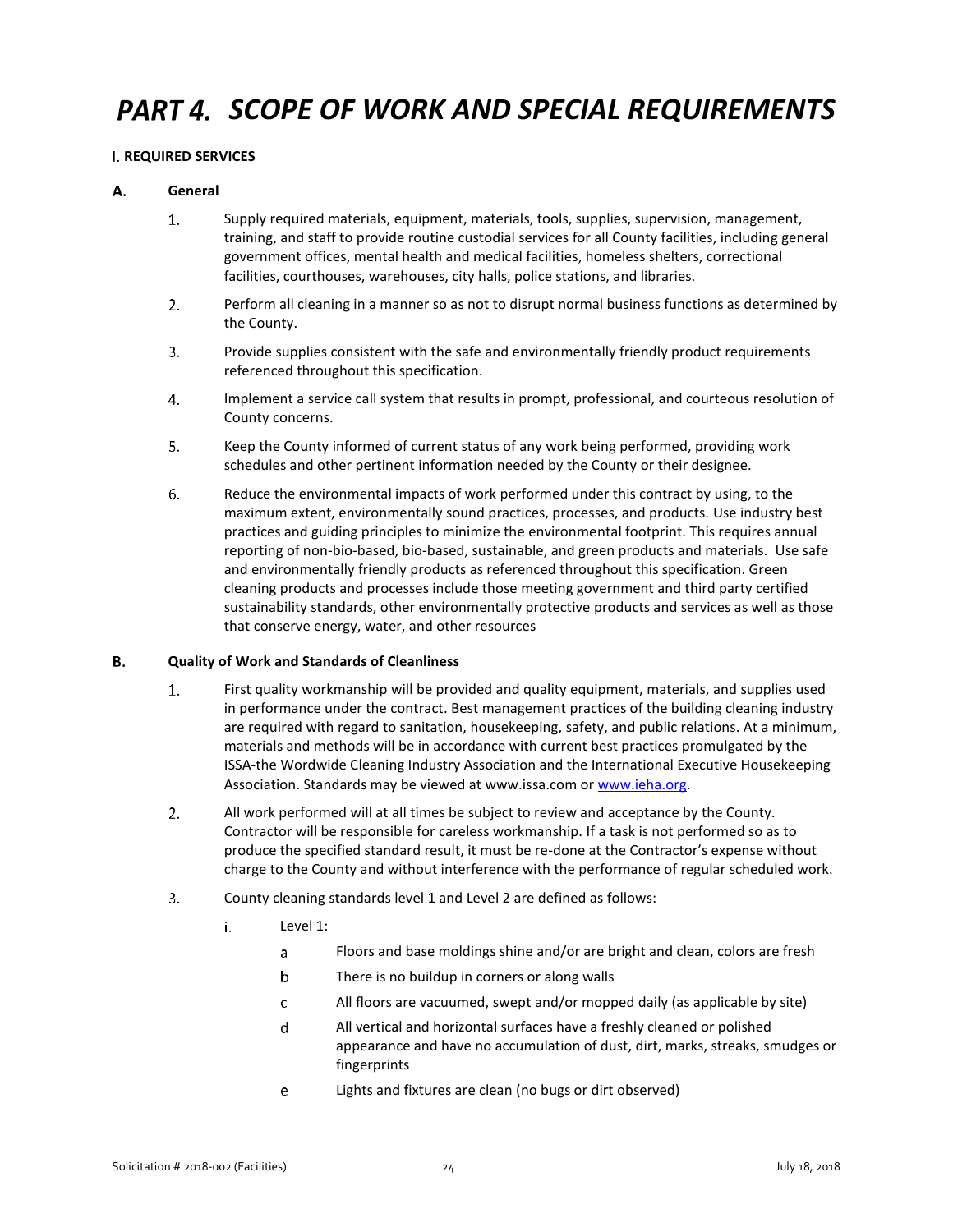# PART 4. SCOPE OF WORK AND SPECIAL REQUIREMENTS

I. **REQUIRED SERVICES**

**A. General**

1. Supply required materials, equipment, materials, tools, supplies, supervision, management, training, and staff to provide routine custodial services for all County facilities, including general government offices, mental health and medical facilities, homeless shelters, correctional facilities, courthouses, warehouses, city halls, police stations, and libraries.
2. Perform all cleaning in a manner so as not to disrupt normal business functions as determined by the County.
3. Provide supplies consistent with the safe and environmentally friendly product requirements referenced throughout this specification.
4. Implement a service call system that results in prompt, professional, and courteous resolution of County concerns.
5. Keep the County informed of current status of any work being performed, providing work schedules and other pertinent information needed by the County or their designee.
6. Reduce the environmental impacts of work performed under this contract by using, to the maximum extent, environmentally sound practices, processes, and products. Use industry best practices and guiding principles to minimize the environmental footprint. This requires annual reporting of non-bio-based, bio-based, sustainable, and green products and materials. Use safe and environmentally friendly products as referenced throughout this specification. Green cleaning products and processes include those meeting government and third party certified sustainability standards, other environmentally protective products and services as well as those that conserve energy, water, and other resources

**B. Quality of Work and Standards of Cleanliness**

1. First quality workmanship will be provided and quality equipment, materials, and supplies used in performance under the contract. Best management practices of the building cleaning industry are required with regard to sanitation, housekeeping, safety, and public relations. At a minimum, materials and methods will be in accordance with current best practices promulgated by the ISSA-the Wordwide Cleaning Industry Association and the International Executive Housekeeping Association. Standards may be viewed at www.issa.com or www.ieha.org.
2. All work performed will at all times be subject to review and acceptance by the County. Contractor will be responsible for careless workmanship. If a task is not performed so as to produce the specified standard result, it must be re-done at the Contractor's expense without charge to the County and without interference with the performance of regular scheduled work.
3. County cleaning standards level 1 and Level 2 are defined as follows:
   i. Level 1:
      a Floors and base moldings shine and/or are bright and clean, colors are fresh
      b There is no buildup in corners or along walls
      c All floors are vacuumed, swept and/or mopped daily (as applicable by site)
      d All vertical and horizontal surfaces have a freshly cleaned or polished appearance and have no accumulation of dust, dirt, marks, streaks, smudges or fingerprints
      e Lights and fixtures are clean (no bugs or dirt observed)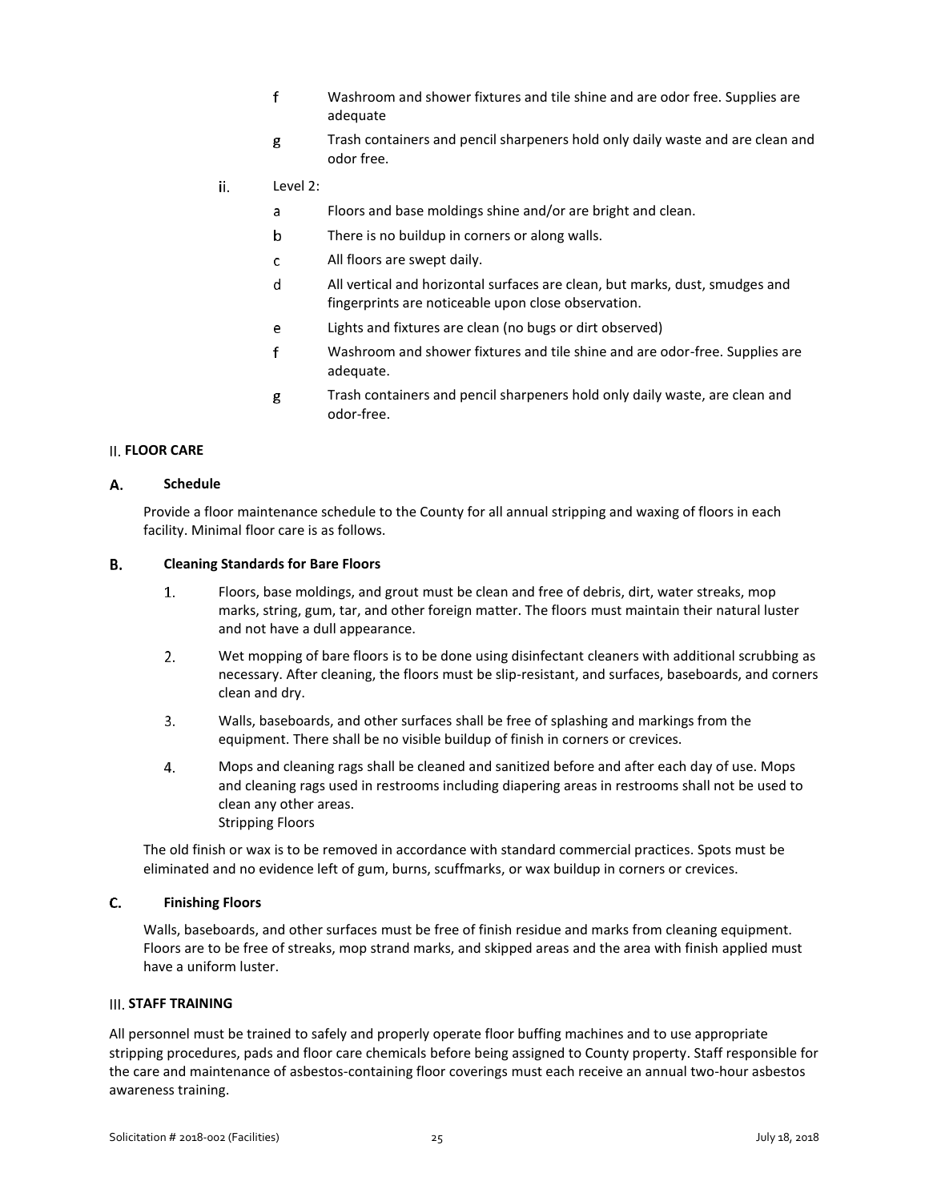- f Washroom and shower fixtures and tile shine and are odor free. Supplies are adequate
- g Trash containers and pencil sharpeners hold only daily waste and are clean and odor free.

ii. Level 2:

- a Floors and base moldings shine and/or are bright and clean.
- b There is no buildup in corners or along walls.
- c All floors are swept daily.
- d All vertical and horizontal surfaces are clean, but marks, dust, smudges and fingerprints are noticeable upon close observation.
- e Lights and fixtures are clean (no bugs or dirt observed)
- f Washroom and shower fixtures and tile shine and are odor-free. Supplies are adequate.
- g Trash containers and pencil sharpeners hold only daily waste, are clean and odor-free.

## II. FLOOR CARE

### A. Schedule

Provide a floor maintenance schedule to the County for all annual stripping and waxing of floors in each facility. Minimal floor care is as follows.

### B. Cleaning Standards for Bare Floors

1. Floors, base moldings, and grout must be clean and free of debris, dirt, water streaks, mop marks, string, gum, tar, and other foreign matter. The floors must maintain their natural luster and not have a dull appearance.
2. Wet mopping of bare floors is to be done using disinfectant cleaners with additional scrubbing as necessary. After cleaning, the floors must be slip-resistant, and surfaces, baseboards, and corners clean and dry.
3. Walls, baseboards, and other surfaces shall be free of splashing and markings from the equipment. There shall be no visible buildup of finish in corners or crevices.
4. Mops and cleaning rags shall be cleaned and sanitized before and after each day of use. Mops and cleaning rags used in restrooms including diapering areas in restrooms shall not be used to clean any other areas.
   Stripping Floors

The old finish or wax is to be removed in accordance with standard commercial practices. Spots must be eliminated and no evidence left of gum, burns, scuffmarks, or wax buildup in corners or crevices.

### C. Finishing Floors

Walls, baseboards, and other surfaces must be free of finish residue and marks from cleaning equipment. Floors are to be free of streaks, mop strand marks, and skipped areas and the area with finish applied must have a uniform luster.

## III. STAFF TRAINING

All personnel must be trained to safely and properly operate floor buffing machines and to use appropriate stripping procedures, pads and floor care chemicals before being assigned to County property. Staff responsible for the care and maintenance of asbestos-containing floor coverings must each receive an annual two-hour asbestos awareness training.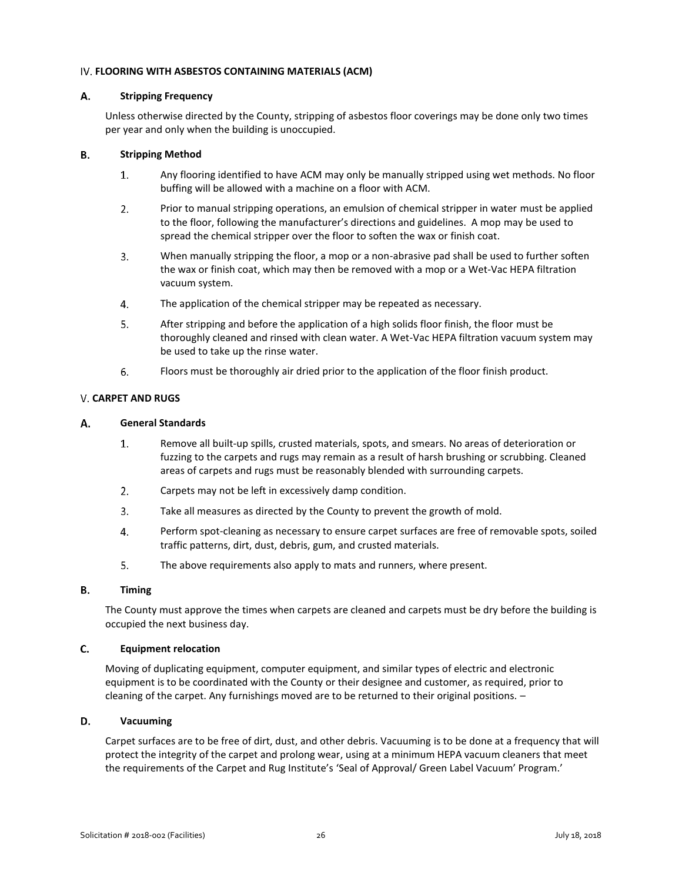## IV. FLOORING WITH ASBESTOS CONTAINING MATERIALS (ACM)

### A. Stripping Frequency

Unless otherwise directed by the County, stripping of asbestos floor coverings may be done only two times per year and only when the building is unoccupied.

### B. Stripping Method

1. Any flooring identified to have ACM may only be manually stripped using wet methods. No floor buffing will be allowed with a machine on a floor with ACM.
2. Prior to manual stripping operations, an emulsion of chemical stripper in water must be applied to the floor, following the manufacturer's directions and guidelines. A mop may be used to spread the chemical stripper over the floor to soften the wax or finish coat.
3. When manually stripping the floor, a mop or a non-abrasive pad shall be used to further soften the wax or finish coat, which may then be removed with a mop or a Wet-Vac HEPA filtration vacuum system.
4. The application of the chemical stripper may be repeated as necessary.
5. After stripping and before the application of a high solids floor finish, the floor must be thoroughly cleaned and rinsed with clean water. A Wet-Vac HEPA filtration vacuum system may be used to take up the rinse water.
6. Floors must be thoroughly air dried prior to the application of the floor finish product.

## V. CARPET AND RUGS

### A. General Standards

1. Remove all built-up spills, crusted materials, spots, and smears. No areas of deterioration or fuzzing to the carpets and rugs may remain as a result of harsh brushing or scrubbing. Cleaned areas of carpets and rugs must be reasonably blended with surrounding carpets.
2. Carpets may not be left in excessively damp condition.
3. Take all measures as directed by the County to prevent the growth of mold.
4. Perform spot-cleaning as necessary to ensure carpet surfaces are free of removable spots, soiled traffic patterns, dirt, dust, debris, gum, and crusted materials.
5. The above requirements also apply to mats and runners, where present.

### B. Timing

The County must approve the times when carpets are cleaned and carpets must be dry before the building is occupied the next business day.

### C. Equipment relocation

Moving of duplicating equipment, computer equipment, and similar types of electric and electronic equipment is to be coordinated with the County or their designee and customer, as required, prior to cleaning of the carpet. Any furnishings moved are to be returned to their original positions. –

### D. Vacuuming

Carpet surfaces are to be free of dirt, dust, and other debris. Vacuuming is to be done at a frequency that will protect the integrity of the carpet and prolong wear, using at a minimum HEPA vacuum cleaners that meet the requirements of the Carpet and Rug Institute's 'Seal of Approval/ Green Label Vacuum' Program.'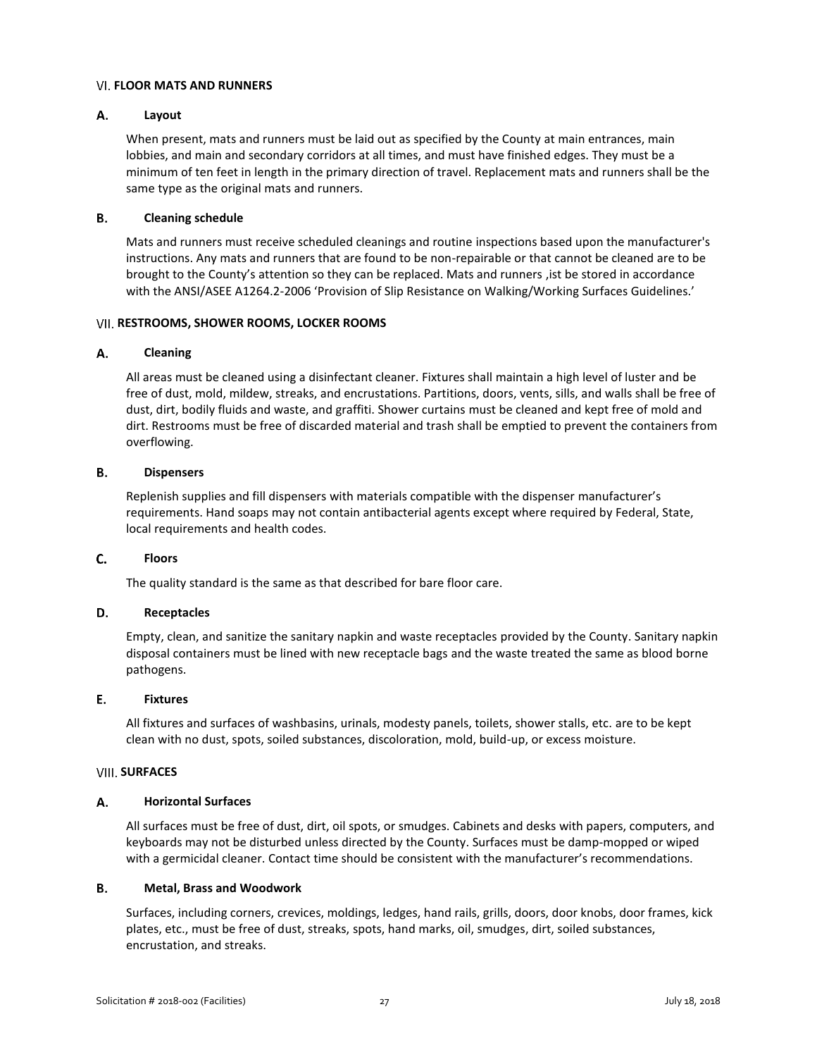## VI. FLOOR MATS AND RUNNERS

### A. Layout

When present, mats and runners must be laid out as specified by the County at main entrances, main lobbies, and main and secondary corridors at all times, and must have finished edges. They must be a minimum of ten feet in length in the primary direction of travel. Replacement mats and runners shall be the same type as the original mats and runners.

### B. Cleaning schedule

Mats and runners must receive scheduled cleanings and routine inspections based upon the manufacturer's instructions. Any mats and runners that are found to be non-repairable or that cannot be cleaned are to be brought to the County's attention so they can be replaced. Mats and runners ,ist be stored in accordance with the ANSI/ASEE A1264.2-2006 'Provision of Slip Resistance on Walking/Working Surfaces Guidelines.'

## VII. RESTROOMS, SHOWER ROOMS, LOCKER ROOMS

### A. Cleaning

All areas must be cleaned using a disinfectant cleaner. Fixtures shall maintain a high level of luster and be free of dust, mold, mildew, streaks, and encrustations. Partitions, doors, vents, sills, and walls shall be free of dust, dirt, bodily fluids and waste, and graffiti. Shower curtains must be cleaned and kept free of mold and dirt. Restrooms must be free of discarded material and trash shall be emptied to prevent the containers from overflowing.

### B. Dispensers

Replenish supplies and fill dispensers with materials compatible with the dispenser manufacturer's requirements. Hand soaps may not contain antibacterial agents except where required by Federal, State, local requirements and health codes.

### C. Floors

The quality standard is the same as that described for bare floor care.

### D. Receptacles

Empty, clean, and sanitize the sanitary napkin and waste receptacles provided by the County. Sanitary napkin disposal containers must be lined with new receptacle bags and the waste treated the same as blood borne pathogens.

### E. Fixtures

All fixtures and surfaces of washbasins, urinals, modesty panels, toilets, shower stalls, etc. are to be kept clean with no dust, spots, soiled substances, discoloration, mold, build-up, or excess moisture.

## VIII. SURFACES

### A. Horizontal Surfaces

All surfaces must be free of dust, dirt, oil spots, or smudges. Cabinets and desks with papers, computers, and keyboards may not be disturbed unless directed by the County. Surfaces must be damp-mopped or wiped with a germicidal cleaner. Contact time should be consistent with the manufacturer's recommendations.

### B. Metal, Brass and Woodwork

Surfaces, including corners, crevices, moldings, ledges, hand rails, grills, doors, door knobs, door frames, kick plates, etc., must be free of dust, streaks, spots, hand marks, oil, smudges, dirt, soiled substances, encrustation, and streaks.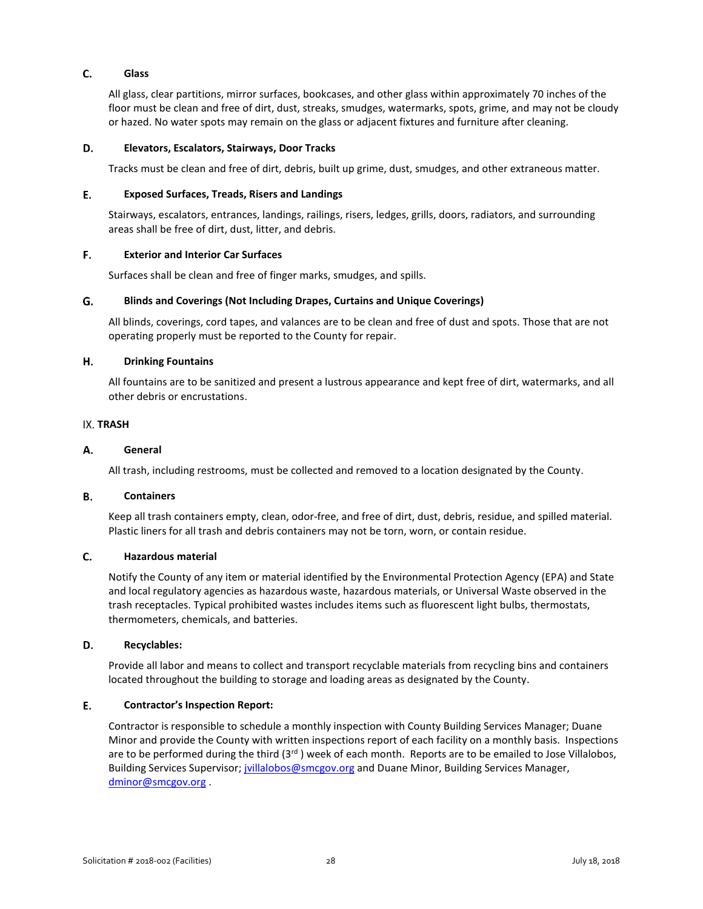### C. Glass

All glass, clear partitions, mirror surfaces, bookcases, and other glass within approximately 70 inches of the floor must be clean and free of dirt, dust, streaks, smudges, watermarks, spots, grime, and may not be cloudy or hazed. No water spots may remain on the glass or adjacent fixtures and furniture after cleaning.

### D. Elevators, Escalators, Stairways, Door Tracks

Tracks must be clean and free of dirt, debris, built up grime, dust, smudges, and other extraneous matter.

### E. Exposed Surfaces, Treads, Risers and Landings

Stairways, escalators, entrances, landings, railings, risers, ledges, grills, doors, radiators, and surrounding areas shall be free of dirt, dust, litter, and debris.

### F. Exterior and Interior Car Surfaces

Surfaces shall be clean and free of finger marks, smudges, and spills.

### G. Blinds and Coverings (Not Including Drapes, Curtains and Unique Coverings)

All blinds, coverings, cord tapes, and valances are to be clean and free of dust and spots. Those that are not operating properly must be reported to the County for repair.

### H. Drinking Fountains

All fountains are to be sanitized and present a lustrous appearance and kept free of dirt, watermarks, and all other debris or encrustations.

## IX. TRASH

### A. General

All trash, including restrooms, must be collected and removed to a location designated by the County.

### B. Containers

Keep all trash containers empty, clean, odor-free, and free of dirt, dust, debris, residue, and spilled material. Plastic liners for all trash and debris containers may not be torn, worn, or contain residue.

### C. Hazardous material

Notify the County of any item or material identified by the Environmental Protection Agency (EPA) and State and local regulatory agencies as hazardous waste, hazardous materials, or Universal Waste observed in the trash receptacles. Typical prohibited wastes includes items such as fluorescent light bulbs, thermostats, thermometers, chemicals, and batteries.

### D. Recyclables:

Provide all labor and means to collect and transport recyclable materials from recycling bins and containers located throughout the building to storage and loading areas as designated by the County.

### E. Contractor's Inspection Report:

Contractor is responsible to schedule a monthly inspection with County Building Services Manager; Duane Minor and provide the County with written inspections report of each facility on a monthly basis. Inspections are to be performed during the third (3rd) week of each month. Reports are to be emailed to Jose Villalobos, Building Services Supervisor; jvillalobos@smcgov.org and Duane Minor, Building Services Manager, dminor@smcgov.org .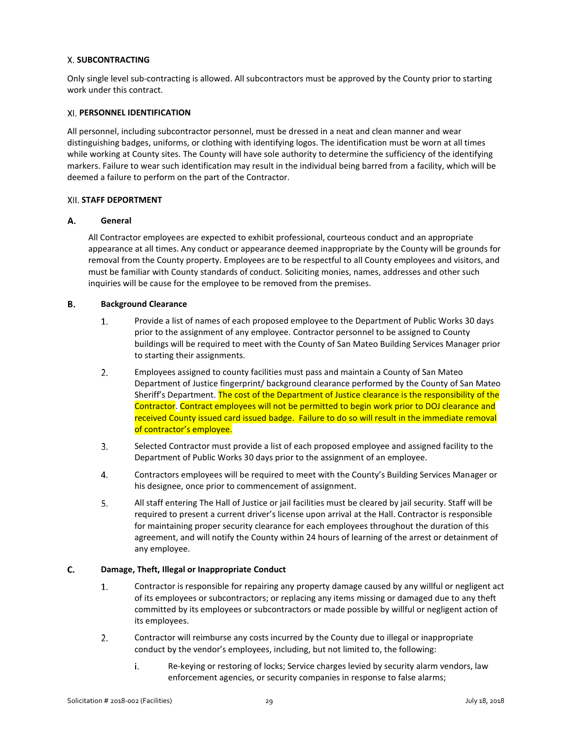## X. SUBCONTRACTING

Only single level sub-contracting is allowed. All subcontractors must be approved by the County prior to starting work under this contract.

## XI. PERSONNEL IDENTIFICATION

All personnel, including subcontractor personnel, must be dressed in a neat and clean manner and wear distinguishing badges, uniforms, or clothing with identifying logos. The identification must be worn at all times while working at County sites. The County will have sole authority to determine the sufficiency of the identifying markers. Failure to wear such identification may result in the individual being barred from a facility, which will be deemed a failure to perform on the part of the Contractor.

## XII. STAFF DEPORTMENT

### A. General

All Contractor employees are expected to exhibit professional, courteous conduct and an appropriate appearance at all times. Any conduct or appearance deemed inappropriate by the County will be grounds for removal from the County property. Employees are to be respectful to all County employees and visitors, and must be familiar with County standards of conduct. Soliciting monies, names, addresses and other such inquiries will be cause for the employee to be removed from the premises.

### B. Background Clearance

1. Provide a list of names of each proposed employee to the Department of Public Works 30 days prior to the assignment of any employee. Contractor personnel to be assigned to County buildings will be required to meet with the County of San Mateo Building Services Manager prior to starting their assignments.
2. Employees assigned to county facilities must pass and maintain a County of San Mateo Department of Justice fingerprint/ background clearance performed by the County of San Mateo Sheriff's Department. The cost of the Department of Justice clearance is the responsibility of the Contractor. Contract employees will not be permitted to begin work prior to DOJ clearance and received County issued card issued badge. Failure to do so will result in the immediate removal of contractor's employee.
3. Selected Contractor must provide a list of each proposed employee and assigned facility to the Department of Public Works 30 days prior to the assignment of an employee.
4. Contractors employees will be required to meet with the County's Building Services Manager or his designee, once prior to commencement of assignment.
5. All staff entering The Hall of Justice or jail facilities must be cleared by jail security. Staff will be required to present a current driver's license upon arrival at the Hall. Contractor is responsible for maintaining proper security clearance for each employees throughout the duration of this agreement, and will notify the County within 24 hours of learning of the arrest or detainment of any employee.

### C. Damage, Theft, Illegal or Inappropriate Conduct

1. Contractor is responsible for repairing any property damage caused by any willful or negligent act of its employees or subcontractors; or replacing any items missing or damaged due to any theft committed by its employees or subcontractors or made possible by willful or negligent action of its employees.
2. Contractor will reimburse any costs incurred by the County due to illegal or inappropriate conduct by the vendor's employees, including, but not limited to, the following:
   i. Re-keying or restoring of locks; Service charges levied by security alarm vendors, law enforcement agencies, or security companies in response to false alarms;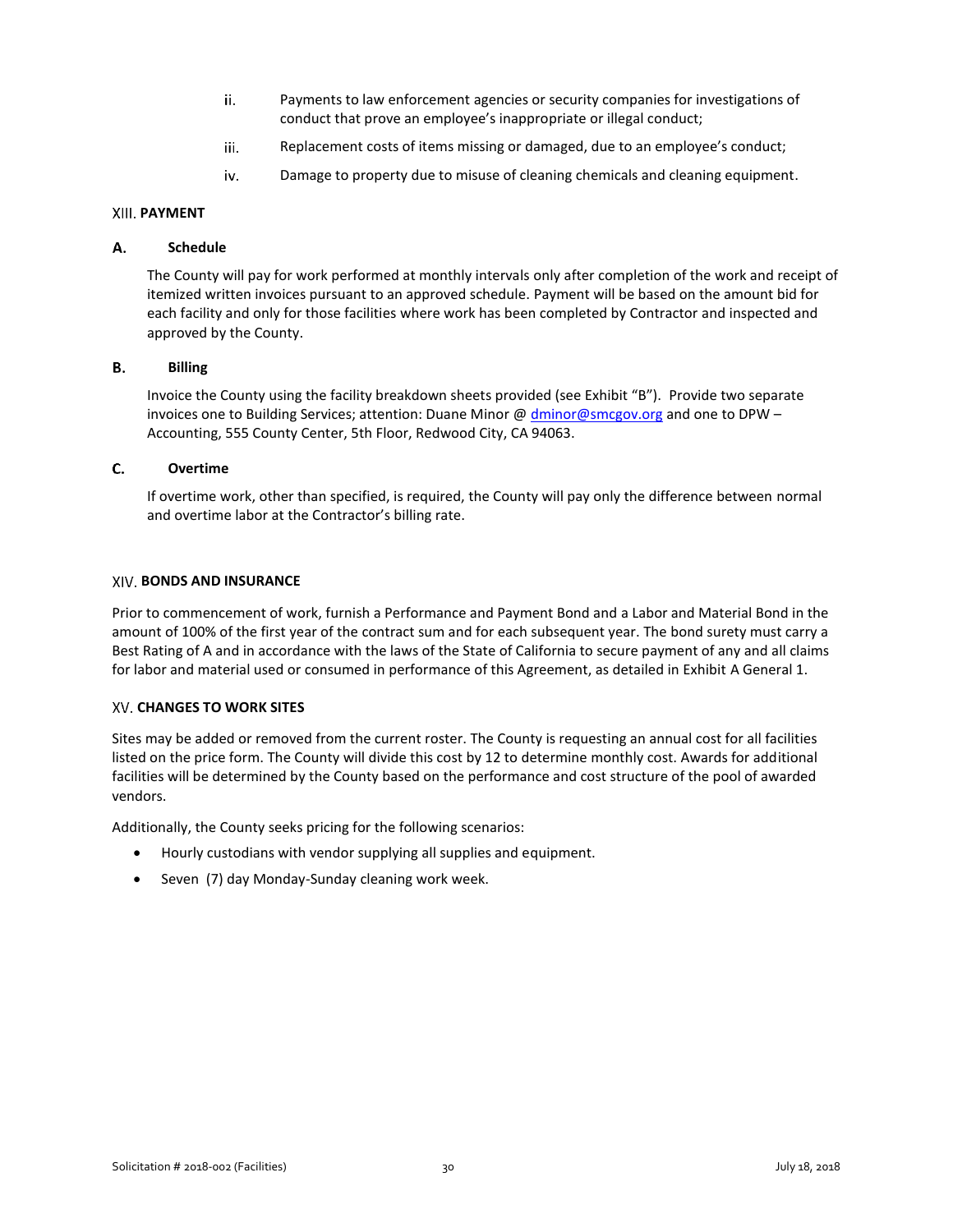ii. Payments to law enforcement agencies or security companies for investigations of conduct that prove an employee's inappropriate or illegal conduct;

iii. Replacement costs of items missing or damaged, due to an employee's conduct;

iv. Damage to property due to misuse of cleaning chemicals and cleaning equipment.

## XIII. PAYMENT

### A. Schedule

The County will pay for work performed at monthly intervals only after completion of the work and receipt of itemized written invoices pursuant to an approved schedule. Payment will be based on the amount bid for each facility and only for those facilities where work has been completed by Contractor and inspected and approved by the County.

### B. Billing

Invoice the County using the facility breakdown sheets provided (see Exhibit "B"). Provide two separate invoices one to Building Services; attention: Duane Minor @ dminor@smcgov.org and one to DPW – Accounting, 555 County Center, 5th Floor, Redwood City, CA 94063.

### C. Overtime

If overtime work, other than specified, is required, the County will pay only the difference between normal and overtime labor at the Contractor's billing rate.

## XIV. BONDS AND INSURANCE

Prior to commencement of work, furnish a Performance and Payment Bond and a Labor and Material Bond in the amount of 100% of the first year of the contract sum and for each subsequent year. The bond surety must carry a Best Rating of A and in accordance with the laws of the State of California to secure payment of any and all claims for labor and material used or consumed in performance of this Agreement, as detailed in Exhibit A General 1.

## XV. CHANGES TO WORK SITES

Sites may be added or removed from the current roster. The County is requesting an annual cost for all facilities listed on the price form. The County will divide this cost by 12 to determine monthly cost. Awards for additional facilities will be determined by the County based on the performance and cost structure of the pool of awarded vendors.

Additionally, the County seeks pricing for the following scenarios:

- Hourly custodians with vendor supplying all supplies and equipment.
- Seven (7) day Monday-Sunday cleaning work week.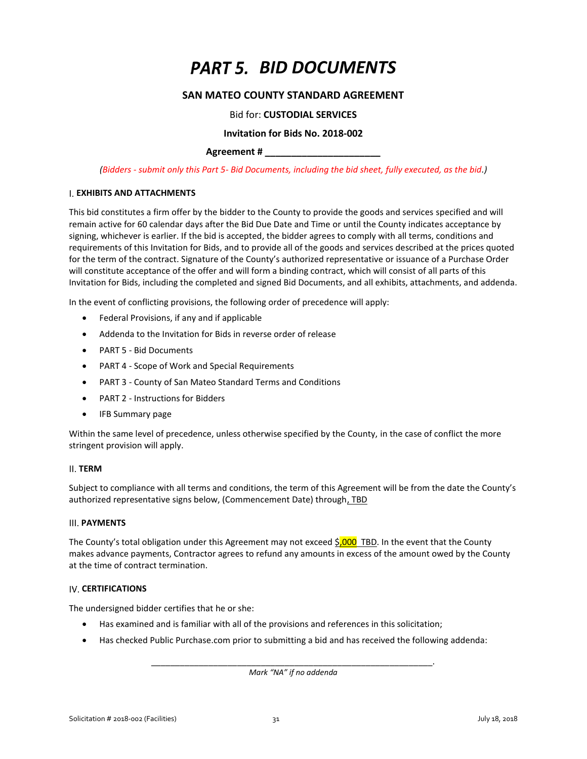// PART 5.  BID DOCUMENTS

## SAN MATEO COUNTY STANDARD AGREEMENT

Bid for: **CUSTODIAL SERVICES**

**Invitation for Bids No. 2018-002**

**Agreement # _______________________**

*(Bidders - submit only this Part 5- Bid Documents, including the bid sheet, fully executed, as the bid.)*

### I. EXHIBITS AND ATTACHMENTS

This bid constitutes a firm offer by the bidder to the County to provide the goods and services specified and will remain active for 60 calendar days after the Bid Due Date and Time or until the County indicates acceptance by signing, whichever is earlier. If the bid is accepted, the bidder agrees to comply with all terms, conditions and requirements of this Invitation for Bids, and to provide all of the goods and services described at the prices quoted for the term of the contract. Signature of the County's authorized representative or issuance of a Purchase Order will constitute acceptance of the offer and will form a binding contract, which will consist of all parts of this Invitation for Bids, including the completed and signed Bid Documents, and all exhibits, attachments, and addenda.

In the event of conflicting provisions, the following order of precedence will apply:

- Federal Provisions, if any and if applicable
- Addenda to the Invitation for Bids in reverse order of release
- PART 5 - Bid Documents
- PART 4 - Scope of Work and Special Requirements
- PART 3 - County of San Mateo Standard Terms and Conditions
- PART 2 - Instructions for Bidders
- IFB Summary page

Within the same level of precedence, unless otherwise specified by the County, in the case of conflict the more stringent provision will apply.

### II. TERM

Subject to compliance with all terms and conditions, the term of this Agreement will be from the date the County's authorized representative signs below, (Commencement Date) through, TBD

### III. PAYMENTS

The County's total obligation under this Agreement may not exceed $,000  TBD. In the event that the County makes advance payments, Contractor agrees to refund any amounts in excess of the amount owed by the County at the time of contract termination.

### IV. CERTIFICATIONS

The undersigned bidder certifies that he or she:

- Has examined and is familiar with all of the provisions and references in this solicitation;
- Has checked Public Purchase.com prior to submitting a bid and has received the following addenda:

_______________________________________________________________.

*Mark "NA" if no addenda*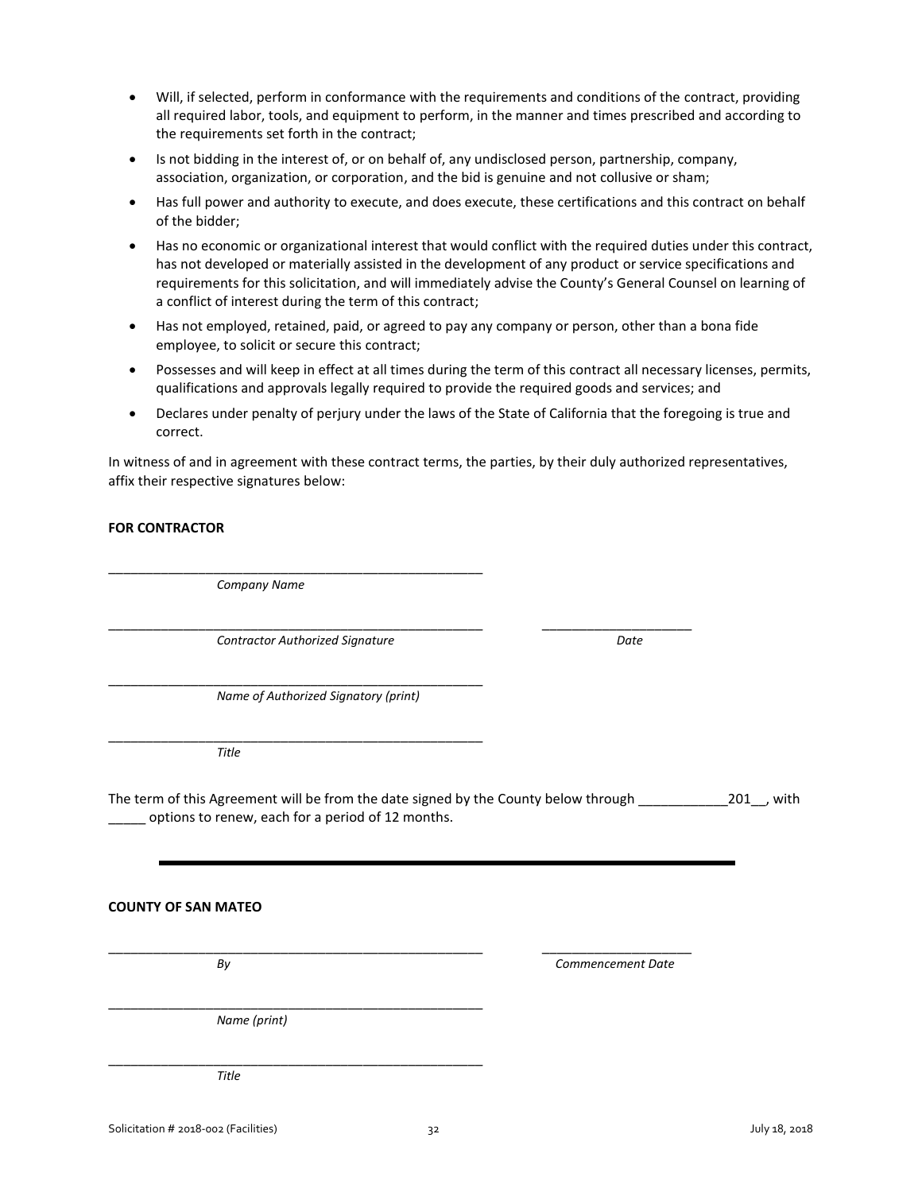- Will, if selected, perform in conformance with the requirements and conditions of the contract, providing all required labor, tools, and equipment to perform, in the manner and times prescribed and according to the requirements set forth in the contract;
- Is not bidding in the interest of, or on behalf of, any undisclosed person, partnership, company, association, organization, or corporation, and the bid is genuine and not collusive or sham;
- Has full power and authority to execute, and does execute, these certifications and this contract on behalf of the bidder;
- Has no economic or organizational interest that would conflict with the required duties under this contract, has not developed or materially assisted in the development of any product or service specifications and requirements for this solicitation, and will immediately advise the County's General Counsel on learning of a conflict of interest during the term of this contract;
- Has not employed, retained, paid, or agreed to pay any company or person, other than a bona fide employee, to solicit or secure this contract;
- Possesses and will keep in effect at all times during the term of this contract all necessary licenses, permits, qualifications and approvals legally required to provide the required goods and services; and
- Declares under penalty of perjury under the laws of the State of California that the foregoing is true and correct.

In witness of and in agreement with these contract terms, the parties, by their duly authorized representatives, affix their respective signatures below:

**FOR CONTRACTOR**

_______________________________________________________
*Company Name*

_______________________________________________________ ______________________
*Contractor Authorized Signature* *Date*

_______________________________________________________
*Name of Authorized Signatory (print)*

_______________________________________________________
*Title*

The term of this Agreement will be from the date signed by the County below through ____________201__, with _____ options to renew, each for a period of 12 months.

---

**COUNTY OF SAN MATEO**

_______________________________________________________ ______________________
*By* *Commencement Date*

_______________________________________________________
*Name (print)*

_______________________________________________________
*Title*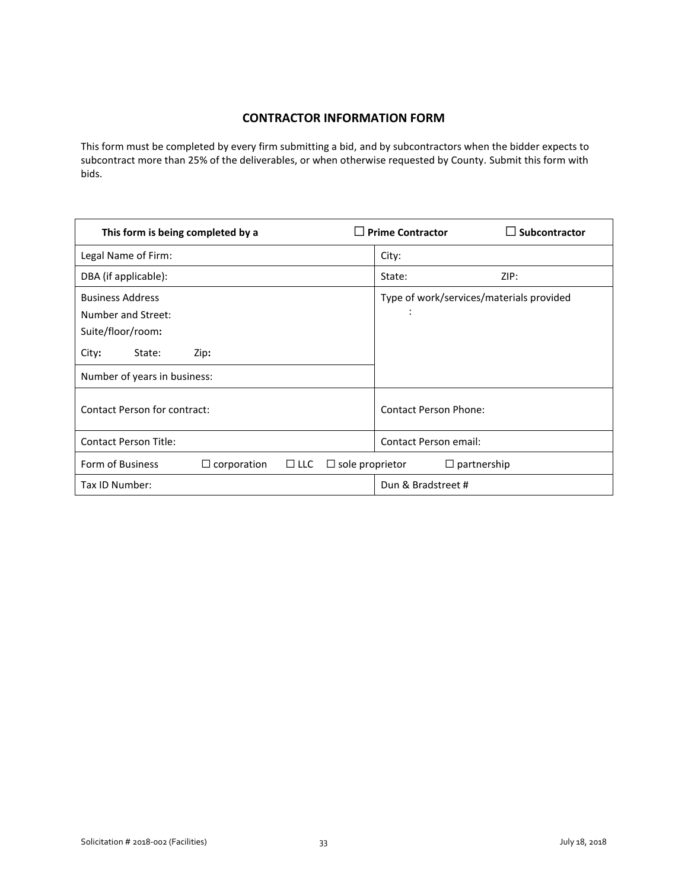## CONTRACTOR INFORMATION FORM

This form must be completed by every firm submitting a bid, and by subcontractors when the bidder expects to subcontract more than 25% of the deliverables, or when otherwise requested by County. Submit this form with bids.

| **This form is being completed by a** | ☐ **Prime Contractor** ☐ **Subcontractor** |
|---|---|
| Legal Name of Firm: | City: |
| DBA (if applicable): | State: ZIP: |
| Business Address<br>Number and Street:<br>Suite/floor/room:<br>City: State: Zip: | Type of work/services/materials provided: |
| Number of years in business: | |
| Contact Person for contract: | Contact Person Phone: |
| Contact Person Title: | Contact Person email: |
| Form of Business ☐ corporation ☐ LLC ☐ sole proprietor ☐ partnership | |
| Tax ID Number: | Dun & Bradstreet # |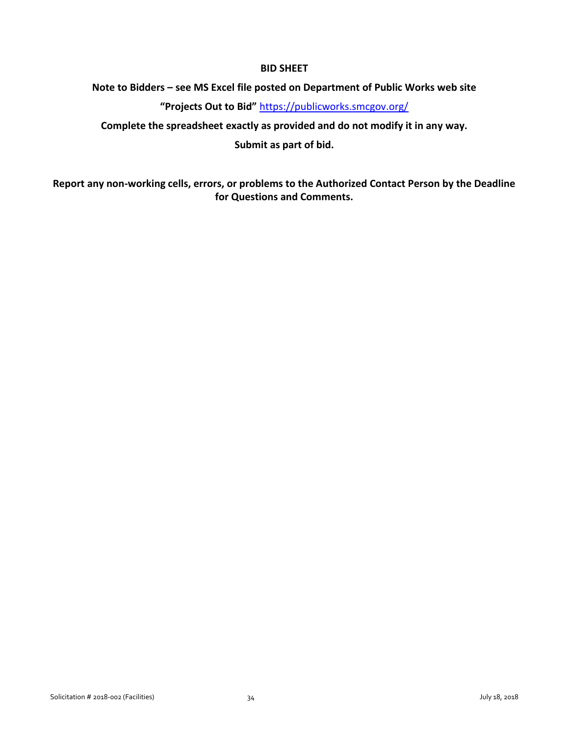# BID SHEET

**Note to Bidders – see MS Excel file posted on Department of Public Works web site**

**"Projects Out to Bid"** https://publicworks.smcgov.org/

**Complete the spreadsheet exactly as provided and do not modify it in any way.**

**Submit as part of bid.**

**Report any non-working cells, errors, or problems to the Authorized Contact Person by the Deadline for Questions and Comments.**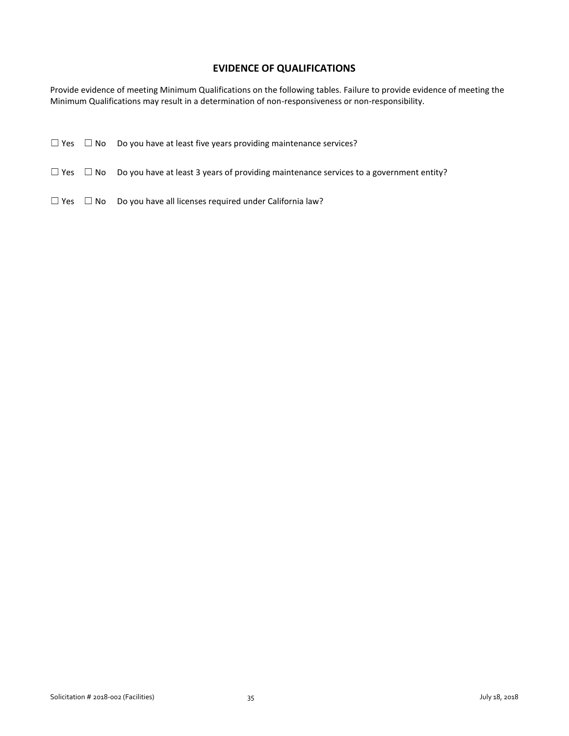## EVIDENCE OF QUALIFICATIONS

Provide evidence of meeting Minimum Qualifications on the following tables. Failure to provide evidence of meeting the Minimum Qualifications may result in a determination of non-responsiveness or non-responsibility.

☐ Yes ☐ No Do you have at least five years providing maintenance services?

☐ Yes ☐ No Do you have at least 3 years of providing maintenance services to a government entity?

☐ Yes ☐ No Do you have all licenses required under California law?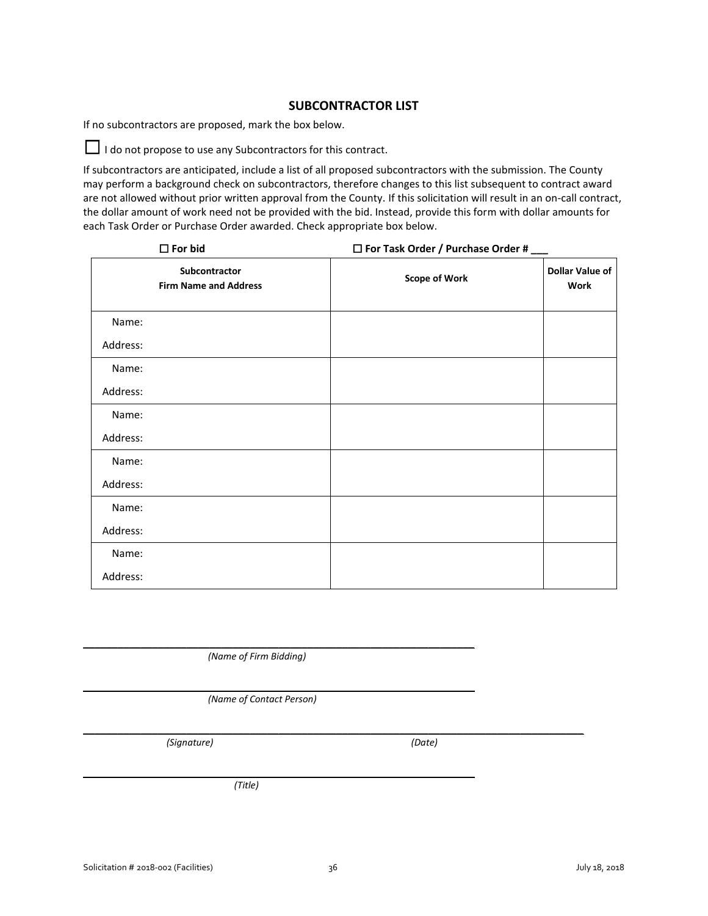## SUBCONTRACTOR LIST

If no subcontractors are proposed, mark the box below.

☐ I do not propose to use any Subcontractors for this contract.

If subcontractors are anticipated, include a list of all proposed subcontractors with the submission. The County may perform a background check on subcontractors, therefore changes to this list subsequent to contract award are not allowed without prior written approval from the County. If this solicitation will result in an on-call contract, the dollar amount of work need not be provided with the bid. Instead, provide this form with dollar amounts for each Task Order or Purchase Order awarded. Check appropriate box below.

**☐ For bid** **☐ For Task Order / Purchase Order # \_\_\_**

| Subcontractor Firm Name and Address | Scope of Work | Dollar Value of Work |
|---|---|---|
| Name:<br>Address: | | |
| Name:<br>Address: | | |
| Name:<br>Address: | | |
| Name:<br>Address: | | |
| Name:<br>Address: | | |
| Name:<br>Address: | | |

\_\_\_\_\_\_\_\_\_\_\_\_\_\_\_\_\_\_\_\_\_\_\_\_\_\_\_\_\_\_\_\_\_\_\_\_\_\_\_\_
*(Name of Firm Bidding)*

\_\_\_\_\_\_\_\_\_\_\_\_\_\_\_\_\_\_\_\_\_\_\_\_\_\_\_\_\_\_\_\_\_\_\_\_\_\_\_\_
*(Name of Contact Person)*

\_\_\_\_\_\_\_\_\_\_\_\_\_\_\_\_\_\_\_\_\_\_\_\_\_\_\_\_\_\_\_\_\_\_\_\_\_\_\_\_\_\_\_\_\_\_\_\_\_\_\_\_\_\_\_\_
*(Signature)* *(Date)*

\_\_\_\_\_\_\_\_\_\_\_\_\_\_\_\_\_\_\_\_\_\_\_\_\_\_\_\_\_\_\_\_\_\_\_\_\_\_\_\_
*(Title)*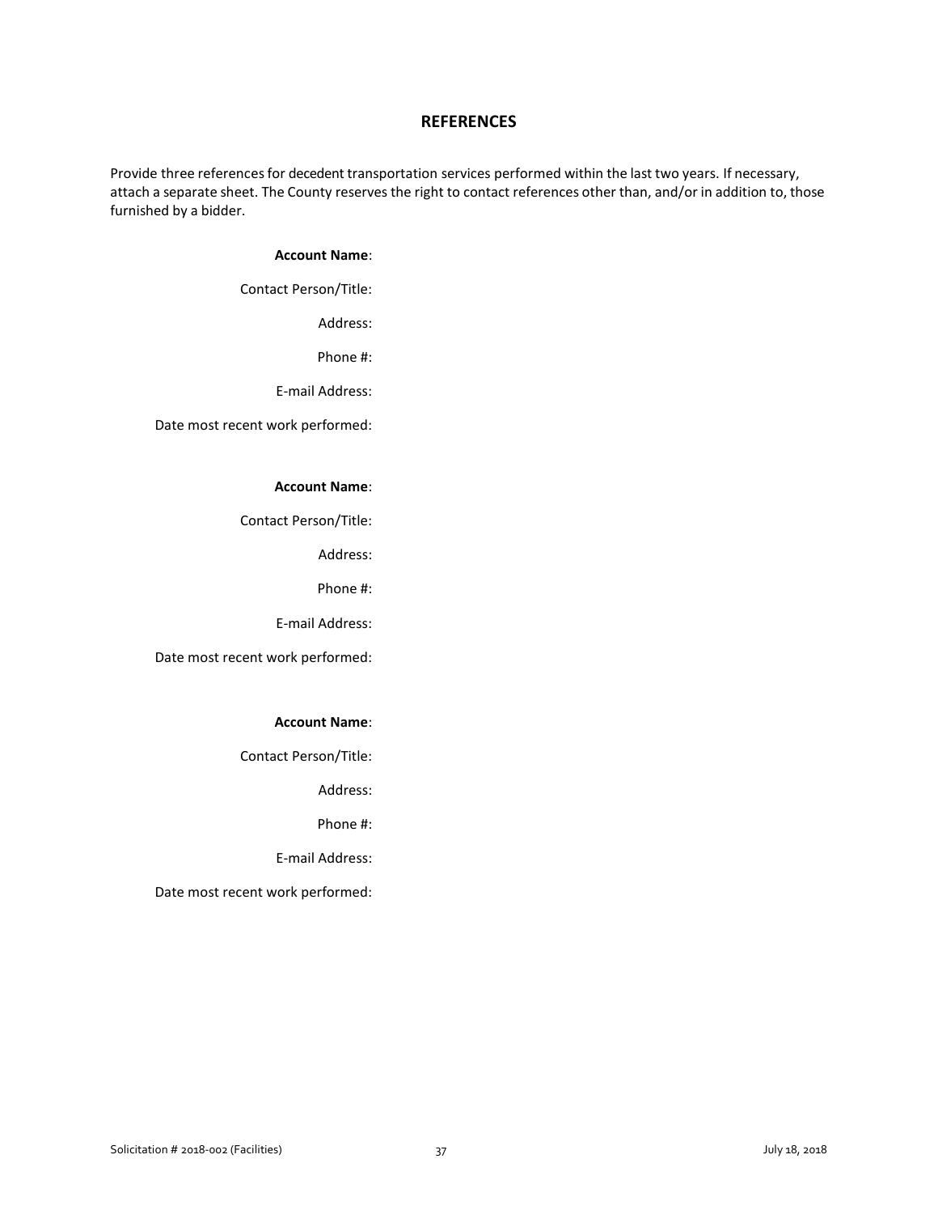## REFERENCES

Provide three references for decedent transportation services performed within the last two years. If necessary, attach a separate sheet. The County reserves the right to contact references other than, and/or in addition to, those furnished by a bidder.

**Account Name**:

Contact Person/Title:

Address:

Phone #:

E-mail Address:

Date most recent work performed:

**Account Name**:

Contact Person/Title:

Address:

Phone #:

E-mail Address:

Date most recent work performed:

**Account Name**:

Contact Person/Title:

Address:

Phone #:

E-mail Address:

Date most recent work performed: